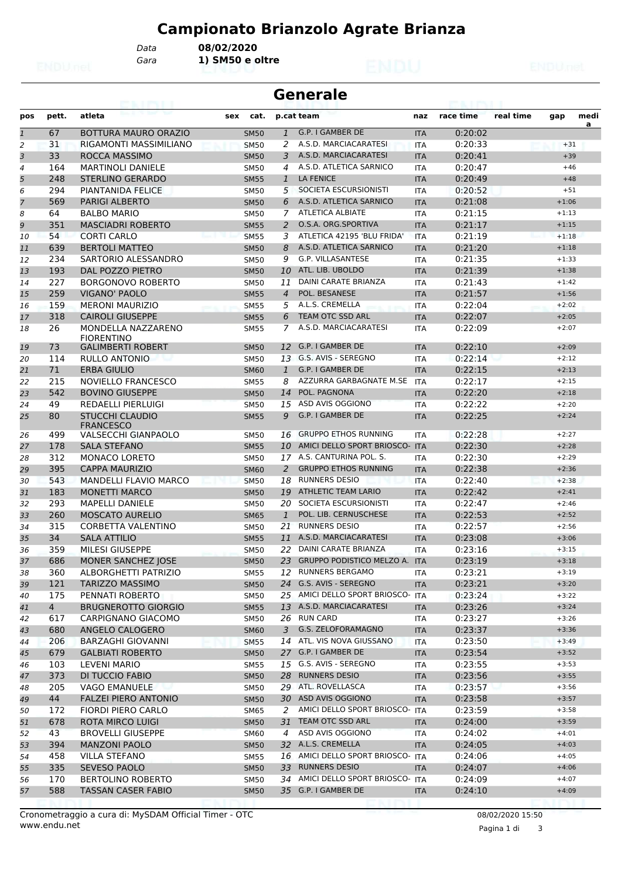# Campionato Brianzolo Agrate Brianza

Data **08/02/2020**

Gara **1) SM50 e oltre**

## Generale

| pos | pett. | atleta | sex | cat. | p.cat | team | naz | race time | real time | gap | media |
|---|---|---|---|---|---|---|---|---|---|---|---|
| 1 | 67 | BOTTURA MAURO ORAZIO | | SM50 | 1 | G.P. I GAMBER DE | ITA | 0:20:02 | | | |
| 2 | 31 | RIGAMONTI MASSIMILIANO | | SM50 | 2 | A.S.D. MARCIACARATESI | ITA | 0:20:33 | | +31 | |
| 3 | 33 | ROCCA MASSIMO | | SM50 | 3 | A.S.D. MARCIACARATESI | ITA | 0:20:41 | | +39 | |
| 4 | 164 | MARTINOLI DANIELE | | SM50 | 4 | A.S.D. ATLETICA SARNICO | ITA | 0:20:47 | | +46 | |
| 5 | 248 | STERLINO GERARDO | | SM55 | 1 | LA FENICE | ITA | 0:20:49 | | +48 | |
| 6 | 294 | PIANTANIDA FELICE | | SM50 | 5 | SOCIETA ESCURSIONISTI | ITA | 0:20:52 | | +51 | |
| 7 | 569 | PARIGI ALBERTO | | SM50 | 6 | A.S.D. ATLETICA SARNICO | ITA | 0:21:08 | | +1:06 | |
| 8 | 64 | BALBO MARIO | | SM50 | 7 | ATLETICA ALBIATE | ITA | 0:21:15 | | +1:13 | |
| 9 | 351 | MASCIADRI ROBERTO | | SM55 | 2 | O.S.A. ORG.SPORTIVA | ITA | 0:21:17 | | +1:15 | |
| 10 | 54 | CORTI CARLO | | SM55 | 3 | ATLETICA 42195 'BLU FRIDA' | ITA | 0:21:19 | | +1:18 | |
| 11 | 639 | BERTOLI MATTEO | | SM50 | 8 | A.S.D. ATLETICA SARNICO | ITA | 0:21:20 | | +1:18 | |
| 12 | 234 | SARTORIO ALESSANDRO | | SM50 | 9 | G.P. VILLASANTESE | ITA | 0:21:35 | | +1:33 | |
| 13 | 193 | DAL POZZO PIETRO | | SM50 | 10 | ATL. LIB. UBOLDO | ITA | 0:21:39 | | +1:38 | |
| 14 | 227 | BORGONOVO ROBERTO | | SM50 | 11 | DAINI CARATE BRIANZA | ITA | 0:21:43 | | +1:42 | |
| 15 | 259 | VIGANO' PAOLO | | SM55 | 4 | POL. BESANESE | ITA | 0:21:57 | | +1:56 | |
| 16 | 159 | MERONI MAURIZIO | | SM55 | 5 | A.L.S. CREMELLA | ITA | 0:22:04 | | +2:02 | |
| 17 | 318 | CAIROLI GIUSEPPE | | SM55 | 6 | TEAM OTC SSD ARL | ITA | 0:22:07 | | +2:05 | |
| 18 | 26 | MONDELLA NAZZARENO FIORENTINO | | SM55 | 7 | A.S.D. MARCIACARATESI | ITA | 0:22:09 | | +2:07 | |
| 19 | 73 | GALIMBERTI ROBERT | | SM50 | 12 | G.P. I GAMBER DE | ITA | 0:22:10 | | +2:09 | |
| 20 | 114 | RULLO ANTONIO | | SM50 | 13 | G.S. AVIS - SEREGNO | ITA | 0:22:14 | | +2:12 | |
| 21 | 71 | ERBA GIULIO | | SM60 | 1 | G.P. I GAMBER DE | ITA | 0:22:15 | | +2:13 | |
| 22 | 215 | NOVIELLO FRANCESCO | | SM55 | 8 | AZZURRA GARBAGNATE M.SE | ITA | 0:22:17 | | +2:15 | |
| 23 | 542 | BOVINO GIUSEPPE | | SM50 | 14 | POL. PAGNONA | ITA | 0:22:20 | | +2:18 | |
| 24 | 49 | REDAELLI PIERLUIGI | | SM50 | 15 | ASD AVIS OGGIONO | ITA | 0:22:22 | | +2:20 | |
| 25 | 80 | STUCCHI CLAUDIO FRANCESCO | | SM55 | 9 | G.P. I GAMBER DE | ITA | 0:22:25 | | +2:24 | |
| 26 | 499 | VALSECCHI GIANPAOLO | | SM50 | 16 | GRUPPO ETHOS RUNNING | ITA | 0:22:28 | | +2:27 | |
| 27 | 178 | SALA STEFANO | | SM55 | 10 | AMICI DELLO SPORT BRIOSCO- | ITA | 0:22:30 | | +2:28 | |
| 28 | 312 | MONACO LORETO | | SM50 | 17 | A.S. CANTURINA POL. S. | ITA | 0:22:30 | | +2:29 | |
| 29 | 395 | CAPPA MAURIZIO | | SM60 | 2 | GRUPPO ETHOS RUNNING | ITA | 0:22:38 | | +2:36 | |
| 30 | 543 | MANDELLI FLAVIO MARCO | | SM50 | 18 | RUNNERS DESIO | ITA | 0:22:40 | | +2:38 | |
| 31 | 183 | MONETTI MARCO | | SM50 | 19 | ATHLETIC TEAM LARIO | ITA | 0:22:42 | | +2:41 | |
| 32 | 293 | MAPELLI DANIELE | | SM50 | 20 | SOCIETA ESCURSIONISTI | ITA | 0:22:47 | | +2:46 | |
| 33 | 260 | MOSCATO AURELIO | | SM65 | 1 | POL. LIB. CERNUSCHESE | ITA | 0:22:53 | | +2:52 | |
| 34 | 315 | CORBETTA VALENTINO | | SM50 | 21 | RUNNERS DESIO | ITA | 0:22:57 | | +2:56 | |
| 35 | 34 | SALA ATTILIO | | SM55 | 11 | A.S.D. MARCIACARATESI | ITA | 0:23:08 | | +3:06 | |
| 36 | 359 | MILESI GIUSEPPE | | SM50 | 22 | DAINI CARATE BRIANZA | ITA | 0:23:16 | | +3:15 | |
| 37 | 686 | MONER SANCHEZ JOSE | | SM50 | 23 | GRUPPO PODISTICO MELZO A. | ITA | 0:23:19 | | +3:18 | |
| 38 | 360 | ALBORGHETTI PATRIZIO | | SM55 | 12 | RUNNERS BERGAMO | ITA | 0:23:21 | | +3:19 | |
| 39 | 121 | TARIZZO MASSIMO | | SM50 | 24 | G.S. AVIS - SEREGNO | ITA | 0:23:21 | | +3:20 | |
| 40 | 175 | PENNATI ROBERTO | | SM50 | 25 | AMICI DELLO SPORT BRIOSCO- | ITA | 0:23:24 | | +3:22 | |
| 41 | 4 | BRUGNEROTTO GIORGIO | | SM55 | 13 | A.S.D. MARCIACARATESI | ITA | 0:23:26 | | +3:24 | |
| 42 | 617 | CARPIGNANO GIACOMO | | SM50 | 26 | RUN CARD | ITA | 0:23:27 | | +3:26 | |
| 43 | 680 | ANGELO CALOGERO | | SM60 | 3 | G.S. ZELOFORAMAGNO | ITA | 0:23:37 | | +3:36 | |
| 44 | 206 | BARZAGHI GIOVANNI | | SM55 | 14 | ATL. VIS NOVA GIUSSANO | ITA | 0:23:50 | | +3:49 | |
| 45 | 679 | GALBIATI ROBERTO | | SM50 | 27 | G.P. I GAMBER DE | ITA | 0:23:54 | | +3:52 | |
| 46 | 103 | LEVENI MARIO | | SM55 | 15 | G.S. AVIS - SEREGNO | ITA | 0:23:55 | | +3:53 | |
| 47 | 373 | DI TUCCIO FABIO | | SM50 | 28 | RUNNERS DESIO | ITA | 0:23:56 | | +3:55 | |
| 48 | 205 | VAGO EMANUELE | | SM50 | 29 | ATL. ROVELLASCA | ITA | 0:23:57 | | +3:56 | |
| 49 | 44 | FALZEI PIERO ANTONIO | | SM50 | 30 | ASD AVIS OGGIONO | ITA | 0:23:58 | | +3:57 | |
| 50 | 172 | FIORDI PIERO CARLO | | SM65 | 2 | AMICI DELLO SPORT BRIOSCO- | ITA | 0:23:59 | | +3:58 | |
| 51 | 678 | ROTA MIRCO LUIGI | | SM50 | 31 | TEAM OTC SSD ARL | ITA | 0:24:00 | | +3:59 | |
| 52 | 43 | BROVELLI GIUSEPPE | | SM60 | 4 | ASD AVIS OGGIONO | ITA | 0:24:02 | | +4:01 | |
| 53 | 394 | MANZONI PAOLO | | SM50 | 32 | A.L.S. CREMELLA | ITA | 0:24:05 | | +4:03 | |
| 54 | 458 | VILLA STEFANO | | SM55 | 16 | AMICI DELLO SPORT BRIOSCO- | ITA | 0:24:06 | | +4:05 | |
| 55 | 335 | SEVESO PAOLO | | SM50 | 33 | RUNNERS DESIO | ITA | 0:24:07 | | +4:06 | |
| 56 | 170 | BERTOLINO ROBERTO | | SM50 | 34 | AMICI DELLO SPORT BRIOSCO- | ITA | 0:24:09 | | +4:07 | |
| 57 | 588 | TASSAN CASER FABIO | | SM50 | 35 | G.P. I GAMBER DE | ITA | 0:24:10 | | +4:09 | |

Cronometraggio a cura di: MySDAM Official Timer - OTC
www.endu.net

08/02/2020 15:50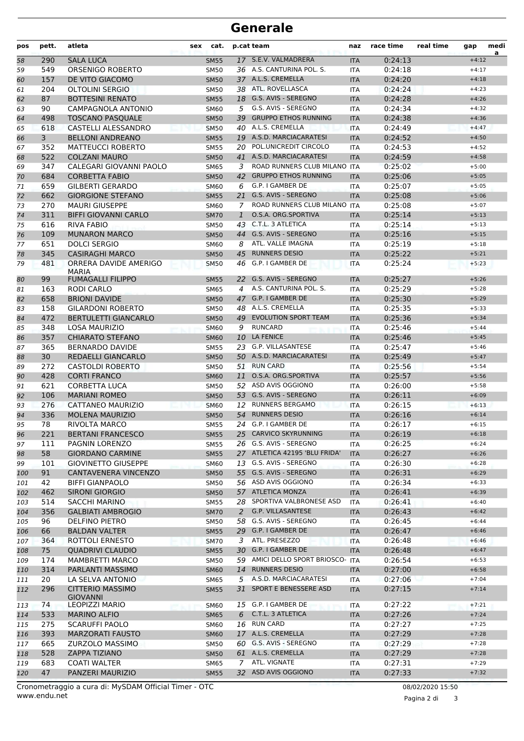# Generale

| pos | pett. | atleta | sex | cat. | p.cat | team | naz | race time | real time | gap | media |
|---|---|---|---|---|---|---|---|---|---|---|---|
| 58 | 290 | SALA LUCA | | SM55 | 17 | S.E.V. VALMADRERA | ITA | 0:24:13 | | +4:12 | |
| 59 | 549 | ORSENIGO ROBERTO | | SM50 | 36 | A.S. CANTURINA POL. S. | ITA | 0:24:18 | | +4:17 | |
| 60 | 157 | DE VITO GIACOMO | | SM50 | 37 | A.L.S. CREMELLA | ITA | 0:24:20 | | +4:18 | |
| 61 | 204 | OLTOLINI SERGIO | | SM50 | 38 | ATL. ROVELLASCA | ITA | 0:24:24 | | +4:23 | |
| 62 | 87 | BOTTESINI RENATO | | SM55 | 18 | G.S. AVIS - SEREGNO | ITA | 0:24:28 | | +4:26 | |
| 63 | 90 | CAMPAGNOLA ANTONIO | | SM60 | 5 | G.S. AVIS - SEREGNO | ITA | 0:24:34 | | +4:32 | |
| 64 | 498 | TOSCANO PASQUALE | | SM50 | 39 | GRUPPO ETHOS RUNNING | ITA | 0:24:38 | | +4:36 | |
| 65 | 618 | CASTELLI ALESSANDRO | | SM50 | 40 | A.L.S. CREMELLA | ITA | 0:24:49 | | +4:47 | |
| 66 | 3 | BELLONI ANDREANO | | SM55 | 19 | A.S.D. MARCIACARATESI | ITA | 0:24:52 | | +4:50 | |
| 67 | 352 | MATTEUCCI ROBERTO | | SM55 | 20 | POL.UNICREDIT CIRCOLO | ITA | 0:24:53 | | +4:52 | |
| 68 | 522 | COLZANI MAURO | | SM50 | 41 | A.S.D. MARCIACARATESI | ITA | 0:24:59 | | +4:58 | |
| 69 | 347 | CALEGARI GIOVANNI PAOLO | | SM65 | 3 | ROAD RUNNERS CLUB MILANO | ITA | 0:25:02 | | +5:00 | |
| 70 | 684 | CORBETTA FABIO | | SM50 | 42 | GRUPPO ETHOS RUNNING | ITA | 0:25:06 | | +5:05 | |
| 71 | 659 | GILBERTI GERARDO | | SM60 | 6 | G.P. I GAMBER DE | ITA | 0:25:07 | | +5:05 | |
| 72 | 662 | GIORGIONE STEFANO | | SM55 | 21 | G.S. AVIS - SEREGNO | ITA | 0:25:08 | | +5:06 | |
| 73 | 270 | MAURI GIUSEPPE | | SM60 | 7 | ROAD RUNNERS CLUB MILANO | ITA | 0:25:08 | | +5:07 | |
| 74 | 311 | BIFFI GIOVANNI CARLO | | SM70 | 1 | O.S.A. ORG.SPORTIVA | ITA | 0:25:14 | | +5:13 | |
| 75 | 616 | RIVA FABIO | | SM50 | 43 | C.T.L. 3 ATLETICA | ITA | 0:25:14 | | +5:13 | |
| 76 | 109 | MUNARON MARCO | | SM50 | 44 | G.S. AVIS - SEREGNO | ITA | 0:25:16 | | +5:15 | |
| 77 | 651 | DOLCI SERGIO | | SM60 | 8 | ATL. VALLE IMAGNA | ITA | 0:25:19 | | +5:18 | |
| 78 | 345 | CASIRAGHI MARCO | | SM50 | 45 | RUNNERS DESIO | ITA | 0:25:22 | | +5:21 | |
| 79 | 481 | ORRERA DAVIDE AMERIGO MARIA | | SM50 | 46 | G.P. I GAMBER DE | ITA | 0:25:24 | | +5:23 | |
| 80 | 99 | FUMAGALLI FILIPPO | | SM55 | 22 | G.S. AVIS - SEREGNO | ITA | 0:25:27 | | +5:26 | |
| 81 | 163 | RODI CARLO | | SM65 | 4 | A.S. CANTURINA POL. S. | ITA | 0:25:29 | | +5:28 | |
| 82 | 658 | BRIONI DAVIDE | | SM50 | 47 | G.P. I GAMBER DE | ITA | 0:25:30 | | +5:29 | |
| 83 | 158 | GILARDONI ROBERTO | | SM50 | 48 | A.L.S. CREMELLA | ITA | 0:25:35 | | +5:33 | |
| 84 | 472 | BERTULETTI GIANCARLO | | SM50 | 49 | EVOLUTION SPORT TEAM | ITA | 0:25:36 | | +5:34 | |
| 85 | 348 | LOSA MAURIZIO | | SM60 | 9 | RUNCARD | ITA | 0:25:46 | | +5:44 | |
| 86 | 357 | CHIARATO STEFANO | | SM60 | 10 | LA FENICE | ITA | 0:25:46 | | +5:45 | |
| 87 | 365 | BERNARDO DAVIDE | | SM55 | 23 | G.P. VILLASANTESE | ITA | 0:25:47 | | +5:46 | |
| 88 | 30 | REDAELLI GIANCARLO | | SM50 | 50 | A.S.D. MARCIACARATESI | ITA | 0:25:49 | | +5:47 | |
| 89 | 272 | CASTOLDI ROBERTO | | SM50 | 51 | RUN CARD | ITA | 0:25:56 | | +5:54 | |
| 90 | 428 | CORTI FRANCO | | SM60 | 11 | O.S.A. ORG.SPORTIVA | ITA | 0:25:57 | | +5:56 | |
| 91 | 621 | CORBETTA LUCA | | SM50 | 52 | ASD AVIS OGGIONO | ITA | 0:26:00 | | +5:58 | |
| 92 | 106 | MARIANI ROMEO | | SM50 | 53 | G.S. AVIS - SEREGNO | ITA | 0:26:11 | | +6:09 | |
| 93 | 276 | CATTANEO MAURIZIO | | SM60 | 12 | RUNNERS BERGAMO | ITA | 0:26:15 | | +6:13 | |
| 94 | 336 | MOLENA MAURIZIO | | SM50 | 54 | RUNNERS DESIO | ITA | 0:26:16 | | +6:14 | |
| 95 | 78 | RIVOLTA MARCO | | SM55 | 24 | G.P. I GAMBER DE | ITA | 0:26:17 | | +6:15 | |
| 96 | 221 | BERTANI FRANCESCO | | SM55 | 25 | CARVICO SKYRUNNING | ITA | 0:26:19 | | +6:18 | |
| 97 | 111 | PAGNIN LORENZO | | SM55 | 26 | G.S. AVIS - SEREGNO | ITA | 0:26:25 | | +6:24 | |
| 98 | 58 | GIORDANO CARMINE | | SM55 | 27 | ATLETICA 42195 'BLU FRIDA' | ITA | 0:26:27 | | +6:26 | |
| 99 | 101 | GIOVINETTO GIUSEPPE | | SM60 | 13 | G.S. AVIS - SEREGNO | ITA | 0:26:30 | | +6:28 | |
| 100 | 91 | CANTAVENERA VINCENZO | | SM50 | 55 | G.S. AVIS - SEREGNO | ITA | 0:26:31 | | +6:29 | |
| 101 | 42 | BIFFI GIANPAOLO | | SM50 | 56 | ASD AVIS OGGIONO | ITA | 0:26:34 | | +6:33 | |
| 102 | 462 | SIRONI GIORGIO | | SM50 | 57 | ATLETICA MONZA | ITA | 0:26:41 | | +6:39 | |
| 103 | 514 | SACCHI MARINO | | SM55 | 28 | SPORTIVA VALBRONESE ASD | ITA | 0:26:41 | | +6:40 | |
| 104 | 356 | GALBIATI AMBROGIO | | SM70 | 2 | G.P. VILLASANTESE | ITA | 0:26:43 | | +6:42 | |
| 105 | 96 | DELFINO PIETRO | | SM50 | 58 | G.S. AVIS - SEREGNO | ITA | 0:26:45 | | +6:44 | |
| 106 | 66 | BALDAN VALTER | | SM55 | 29 | G.P. I GAMBER DE | ITA | 0:26:47 | | +6:46 | |
| 107 | 364 | ROTTOLI ERNESTO | | SM70 | 3 | ATL. PRESEZZO | ITA | 0:26:48 | | +6:46 | |
| 108 | 75 | QUADRIVI CLAUDIO | | SM55 | 30 | G.P. I GAMBER DE | ITA | 0:26:48 | | +6:47 | |
| 109 | 174 | MAMBRETTI MARCO | | SM50 | 59 | AMICI DELLO SPORT BRIOSCO- | ITA | 0:26:54 | | +6:53 | |
| 110 | 314 | PARLANTI MASSIMO | | SM60 | 14 | RUNNERS DESIO | ITA | 0:27:00 | | +6:58 | |
| 111 | 20 | LA SELVA ANTONIO | | SM65 | 5 | A.S.D. MARCIACARATESI | ITA | 0:27:06 | | +7:04 | |
| 112 | 296 | CITTERIO MASSIMO GIOVANNI | | SM55 | 31 | SPORT E BENESSERE ASD | ITA | 0:27:15 | | +7:14 | |
| 113 | 74 | LEOPIZZI MARIO | | SM60 | 15 | G.P. I GAMBER DE | ITA | 0:27:22 | | +7:21 | |
| 114 | 533 | MARINO ALFIO | | SM65 | 6 | C.T.L. 3 ATLETICA | ITA | 0:27:26 | | +7:24 | |
| 115 | 275 | SCARUFFI PAOLO | | SM60 | 16 | RUN CARD | ITA | 0:27:27 | | +7:25 | |
| 116 | 393 | MARZORATI FAUSTO | | SM60 | 17 | A.L.S. CREMELLA | ITA | 0:27:29 | | +7:28 | |
| 117 | 665 | ZURZOLO MASSIMO | | SM50 | 60 | G.S. AVIS - SEREGNO | ITA | 0:27:29 | | +7:28 | |
| 118 | 528 | ZAPPA TIZIANO | | SM50 | 61 | A.L.S. CREMELLA | ITA | 0:27:29 | | +7:28 | |
| 119 | 683 | COATI WALTER | | SM65 | 7 | ATL. VIGNATE | ITA | 0:27:31 | | +7:29 | |
| 120 | 47 | PANZERI MAURIZIO | | SM55 | 32 | ASD AVIS OGGIONO | ITA | 0:27:33 | | +7:32 | |

Cronometraggio a cura di: MySDAM Official Timer - OTC
www.endu.net

08/02/2020 15:50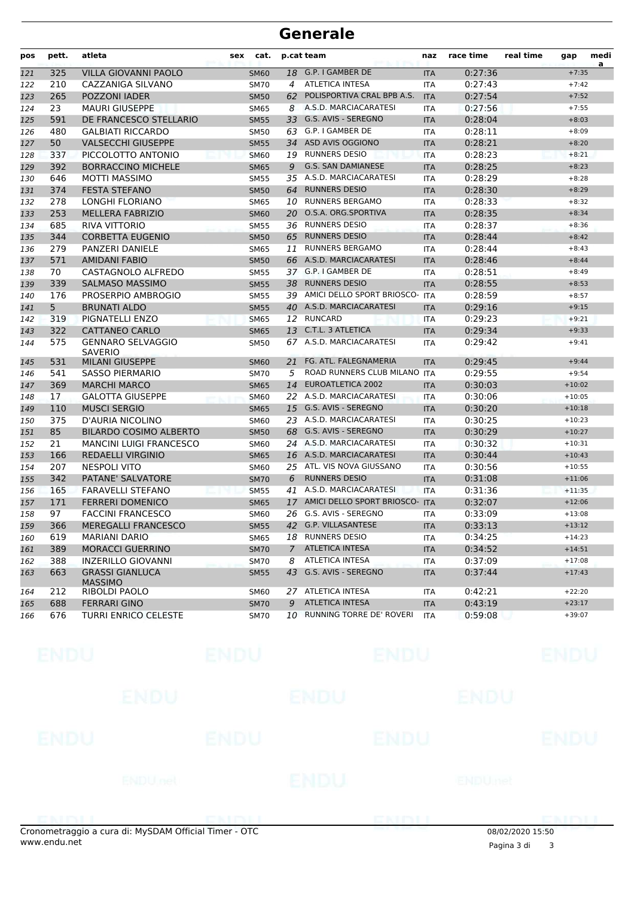# Generale

| pos | pett. | atleta | sex | cat. | p.cat | team | naz | race time | real time | gap | media |
|---|---|---|---|---|---|---|---|---|---|---|---|
| 121 | 325 | VILLA GIOVANNI PAOLO | | SM60 | 18 | G.P. I GAMBER DE | ITA | 0:27:36 | | +7:35 | |
| 122 | 210 | CAZZANIGA SILVANO | | SM70 | 4 | ATLETICA INTESA | ITA | 0:27:43 | | +7:42 | |
| 123 | 265 | POZZONI IADER | | SM50 | 62 | POLISPORTIVA CRAL BPB A.S. | ITA | 0:27:54 | | +7:52 | |
| 124 | 23 | MAURI GIUSEPPE | | SM65 | 8 | A.S.D. MARCIACARATESI | ITA | 0:27:56 | | +7:55 | |
| 125 | 591 | DE FRANCESCO STELLARIO | | SM55 | 33 | G.S. AVIS - SEREGNO | ITA | 0:28:04 | | +8:03 | |
| 126 | 480 | GALBIATI RICCARDO | | SM50 | 63 | G.P. I GAMBER DE | ITA | 0:28:11 | | +8:09 | |
| 127 | 50 | VALSECCHI GIUSEPPE | | SM55 | 34 | ASD AVIS OGGIONO | ITA | 0:28:21 | | +8:20 | |
| 128 | 337 | PICCOLOTTO ANTONIO | | SM60 | 19 | RUNNERS DESIO | ITA | 0:28:23 | | +8:21 | |
| 129 | 392 | BORRACCINO MICHELE | | SM65 | 9 | G.S. SAN DAMIANESE | ITA | 0:28:25 | | +8:23 | |
| 130 | 646 | MOTTI MASSIMO | | SM55 | 35 | A.S.D. MARCIACARATESI | ITA | 0:28:29 | | +8:28 | |
| 131 | 374 | FESTA STEFANO | | SM50 | 64 | RUNNERS DESIO | ITA | 0:28:30 | | +8:29 | |
| 132 | 278 | LONGHI FLORIANO | | SM65 | 10 | RUNNERS BERGAMO | ITA | 0:28:33 | | +8:32 | |
| 133 | 253 | MELLERA FABRIZIO | | SM60 | 20 | O.S.A. ORG.SPORTIVA | ITA | 0:28:35 | | +8:34 | |
| 134 | 685 | RIVA VITTORIO | | SM55 | 36 | RUNNERS DESIO | ITA | 0:28:37 | | +8:36 | |
| 135 | 344 | CORBETTA EUGENIO | | SM50 | 65 | RUNNERS DESIO | ITA | 0:28:44 | | +8:42 | |
| 136 | 279 | PANZERI DANIELE | | SM65 | 11 | RUNNERS BERGAMO | ITA | 0:28:44 | | +8:43 | |
| 137 | 571 | AMIDANI FABIO | | SM50 | 66 | A.S.D. MARCIACARATESI | ITA | 0:28:46 | | +8:44 | |
| 138 | 70 | CASTAGNOLO ALFREDO | | SM55 | 37 | G.P. I GAMBER DE | ITA | 0:28:51 | | +8:49 | |
| 139 | 339 | SALMASO MASSIMO | | SM55 | 38 | RUNNERS DESIO | ITA | 0:28:55 | | +8:53 | |
| 140 | 176 | PROSERPIO AMBROGIO | | SM55 | 39 | AMICI DELLO SPORT BRIOSCO- | ITA | 0:28:59 | | +8:57 | |
| 141 | 5 | BRUNATI ALDO | | SM55 | 40 | A.S.D. MARCIACARATESI | ITA | 0:29:16 | | +9:15 | |
| 142 | 319 | PIGNATELLI ENZO | | SM65 | 12 | RUNCARD | ITA | 0:29:23 | | +9:21 | |
| 143 | 322 | CATTANEO CARLO | | SM65 | 13 | C.T.L. 3 ATLETICA | ITA | 0:29:34 | | +9:33 | |
| 144 | 575 | GENNARO SELVAGGIO SAVERIO | | SM50 | 67 | A.S.D. MARCIACARATESI | ITA | 0:29:42 | | +9:41 | |
| 145 | 531 | MILANI GIUSEPPE | | SM60 | 21 | FG. ATL. FALEGNAMERIA | ITA | 0:29:45 | | +9:44 | |
| 146 | 541 | SASSO PIERMARIO | | SM70 | 5 | ROAD RUNNERS CLUB MILANO | ITA | 0:29:55 | | +9:54 | |
| 147 | 369 | MARCHI MARCO | | SM65 | 14 | EUROATLETICA 2002 | ITA | 0:30:03 | | +10:02 | |
| 148 | 17 | GALOTTA GIUSEPPE | | SM60 | 22 | A.S.D. MARCIACARATESI | ITA | 0:30:06 | | +10:05 | |
| 149 | 110 | MUSCI SERGIO | | SM65 | 15 | G.S. AVIS - SEREGNO | ITA | 0:30:20 | | +10:18 | |
| 150 | 375 | D'AURIA NICOLINO | | SM60 | 23 | A.S.D. MARCIACARATESI | ITA | 0:30:25 | | +10:23 | |
| 151 | 85 | BILARDO COSIMO ALBERTO | | SM50 | 68 | G.S. AVIS - SEREGNO | ITA | 0:30:29 | | +10:27 | |
| 152 | 21 | MANCINI LUIGI FRANCESCO | | SM60 | 24 | A.S.D. MARCIACARATESI | ITA | 0:30:32 | | +10:31 | |
| 153 | 166 | REDAELLI VIRGINIO | | SM65 | 16 | A.S.D. MARCIACARATESI | ITA | 0:30:44 | | +10:43 | |
| 154 | 207 | NESPOLI VITO | | SM60 | 25 | ATL. VIS NOVA GIUSSANO | ITA | 0:30:56 | | +10:55 | |
| 155 | 342 | PATANE' SALVATORE | | SM70 | 6 | RUNNERS DESIO | ITA | 0:31:08 | | +11:06 | |
| 156 | 165 | FARAVELLI STEFANO | | SM55 | 41 | A.S.D. MARCIACARATESI | ITA | 0:31:36 | | +11:35 | |
| 157 | 171 | FERRERI DOMENICO | | SM65 | 17 | AMICI DELLO SPORT BRIOSCO- | ITA | 0:32:07 | | +12:06 | |
| 158 | 97 | FACCINI FRANCESCO | | SM60 | 26 | G.S. AVIS - SEREGNO | ITA | 0:33:09 | | +13:08 | |
| 159 | 366 | MEREGALLI FRANCESCO | | SM55 | 42 | G.P. VILLASANTESE | ITA | 0:33:13 | | +13:12 | |
| 160 | 619 | MARIANI DARIO | | SM65 | 18 | RUNNERS DESIO | ITA | 0:34:25 | | +14:23 | |
| 161 | 389 | MORACCI GUERRINO | | SM70 | 7 | ATLETICA INTESA | ITA | 0:34:52 | | +14:51 | |
| 162 | 388 | INZERILLO GIOVANNI | | SM70 | 8 | ATLETICA INTESA | ITA | 0:37:09 | | +17:08 | |
| 163 | 663 | GRASSI GIANLUCA MASSIMO | | SM55 | 43 | G.S. AVIS - SEREGNO | ITA | 0:37:44 | | +17:43 | |
| 164 | 212 | RIBOLDI PAOLO | | SM60 | 27 | ATLETICA INTESA | ITA | 0:42:21 | | +22:20 | |
| 165 | 688 | FERRARI GINO | | SM70 | 9 | ATLETICA INTESA | ITA | 0:43:19 | | +23:17 | |
| 166 | 676 | TURRI ENRICO CELESTE | | SM70 | 10 | RUNNING TORRE DE' ROVERI | ITA | 0:59:08 | | +39:07 | |

Cronometraggio a cura di: MySDAM Official Timer - OTC
www.endu.net

08/02/2020 15:50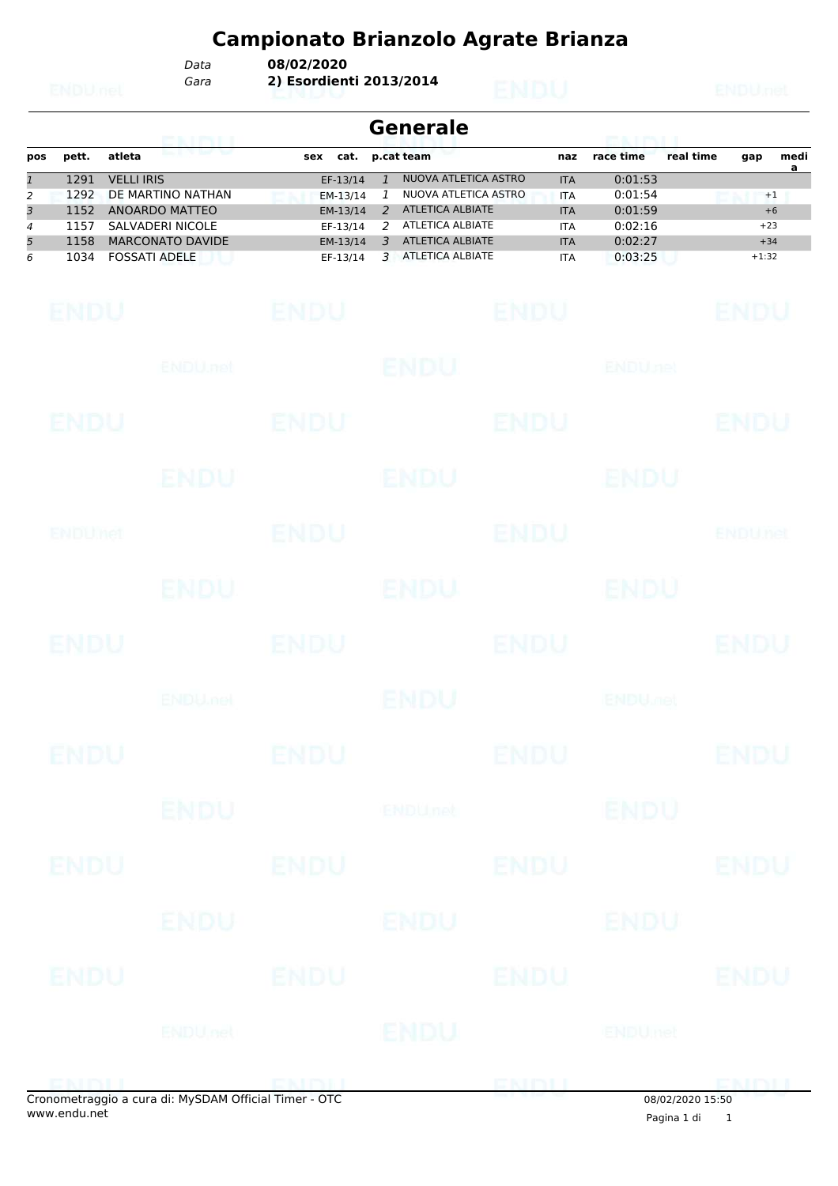# Campionato Brianzolo Agrate Brianza

*Data* **08/02/2020**
*Gara* **2) Esordienti 2013/2014**

## Generale

| pos | pett. | atleta | sex | cat. | p.cat | team | naz | race time | real time | gap | media |
|---|---|---|---|---|---|---|---|---|---|---|---|
| *1* | 1291 | VELLI IRIS | | EF-13/14 | *1* | NUOVA ATLETICA ASTRO | ITA | 0:01:53 | | | |
| *2* | 1292 | DE MARTINO NATHAN | | EM-13/14 | *1* | NUOVA ATLETICA ASTRO | ITA | 0:01:54 | | +1 | |
| *3* | 1152 | ANOARDO MATTEO | | EM-13/14 | *2* | ATLETICA ALBIATE | ITA | 0:01:59 | | +6 | |
| *4* | 1157 | SALVADERI NICOLE | | EF-13/14 | *2* | ATLETICA ALBIATE | ITA | 0:02:16 | | +23 | |
| *5* | 1158 | MARCONATO DAVIDE | | EM-13/14 | *3* | ATLETICA ALBIATE | ITA | 0:02:27 | | +34 | |
| *6* | 1034 | FOSSATI ADELE | | EF-13/14 | *3* | ATLETICA ALBIATE | ITA | 0:03:25 | | +1:32 | |

Cronometraggio a cura di: MySDAM Official Timer - OTC
www.endu.net

08/02/2020 15:50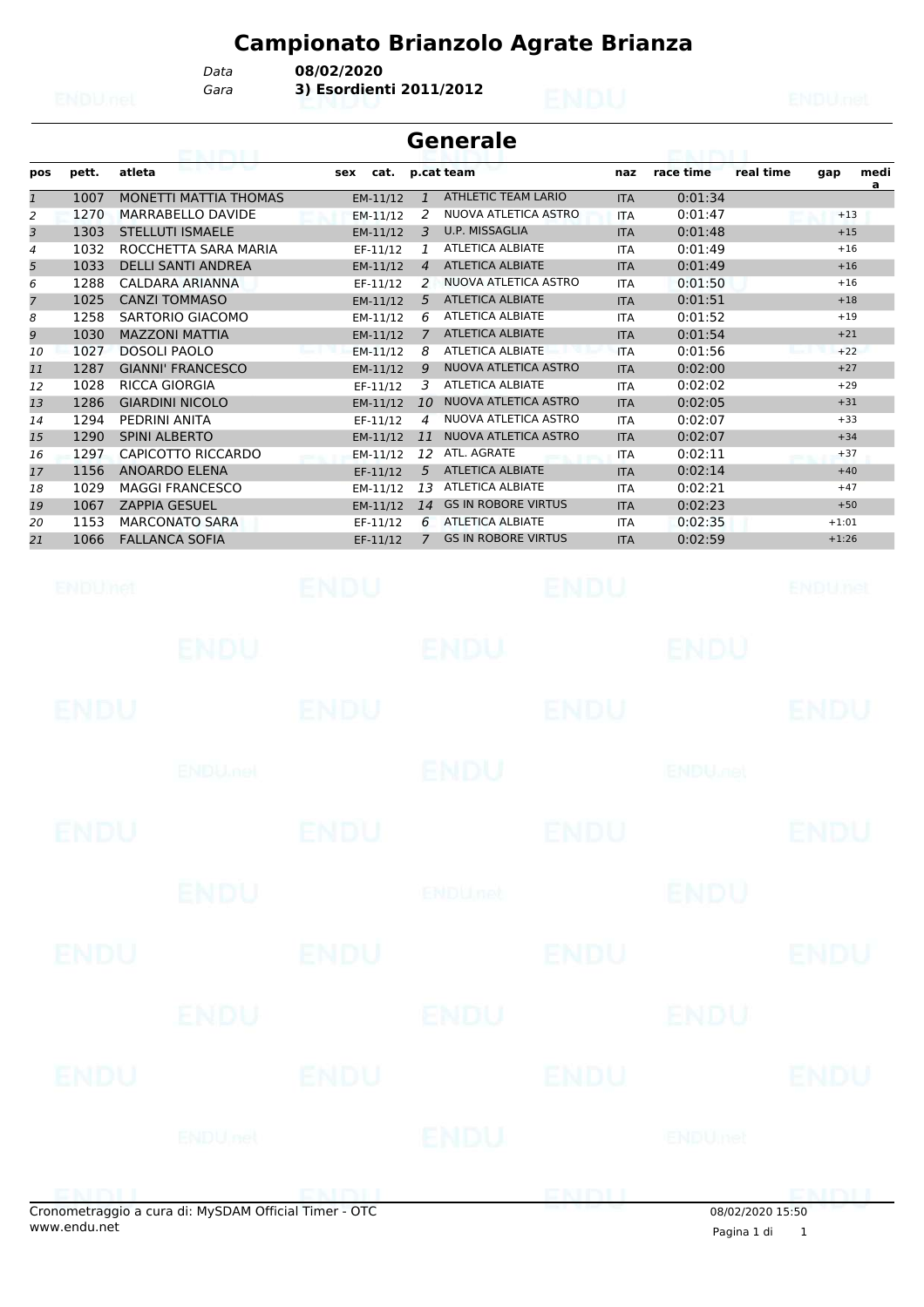# Campionato Brianzolo Agrate Brianza

*Data* **08/02/2020**
*Gara* **3) Esordienti 2011/2012**

## Generale

| pos | pett. | atleta | sex | cat. | p.cat | team | naz | race time | real time | gap | media |
|---|---|---|---|---|---|---|---|---|---|---|---|
| 1 | 1007 | MONETTI MATTIA THOMAS | | EM-11/12 | 1 | ATHLETIC TEAM LARIO | ITA | 0:01:34 | | | |
| 2 | 1270 | MARRABELLO DAVIDE | | EM-11/12 | 2 | NUOVA ATLETICA ASTRO | ITA | 0:01:47 | | +13 | |
| 3 | 1303 | STELLUTI ISMAELE | | EM-11/12 | 3 | U.P. MISSAGLIA | ITA | 0:01:48 | | +15 | |
| 4 | 1032 | ROCCHETTA SARA MARIA | | EF-11/12 | 1 | ATLETICA ALBIATE | ITA | 0:01:49 | | +16 | |
| 5 | 1033 | DELLI SANTI ANDREA | | EM-11/12 | 4 | ATLETICA ALBIATE | ITA | 0:01:49 | | +16 | |
| 6 | 1288 | CALDARA ARIANNA | | EF-11/12 | 2 | NUOVA ATLETICA ASTRO | ITA | 0:01:50 | | +16 | |
| 7 | 1025 | CANZI TOMMASO | | EM-11/12 | 5 | ATLETICA ALBIATE | ITA | 0:01:51 | | +18 | |
| 8 | 1258 | SARTORIO GIACOMO | | EM-11/12 | 6 | ATLETICA ALBIATE | ITA | 0:01:52 | | +19 | |
| 9 | 1030 | MAZZONI MATTIA | | EM-11/12 | 7 | ATLETICA ALBIATE | ITA | 0:01:54 | | +21 | |
| 10 | 1027 | DOSOLI PAOLO | | EM-11/12 | 8 | ATLETICA ALBIATE | ITA | 0:01:56 | | +22 | |
| 11 | 1287 | GIANNI' FRANCESCO | | EM-11/12 | 9 | NUOVA ATLETICA ASTRO | ITA | 0:02:00 | | +27 | |
| 12 | 1028 | RICCA GIORGIA | | EF-11/12 | 3 | ATLETICA ALBIATE | ITA | 0:02:02 | | +29 | |
| 13 | 1286 | GIARDINI NICOLO | | EM-11/12 | 10 | NUOVA ATLETICA ASTRO | ITA | 0:02:05 | | +31 | |
| 14 | 1294 | PEDRINI ANITA | | EF-11/12 | 4 | NUOVA ATLETICA ASTRO | ITA | 0:02:07 | | +33 | |
| 15 | 1290 | SPINI ALBERTO | | EM-11/12 | 11 | NUOVA ATLETICA ASTRO | ITA | 0:02:07 | | +34 | |
| 16 | 1297 | CAPICOTTO RICCARDO | | EM-11/12 | 12 | ATL. AGRATE | ITA | 0:02:11 | | +37 | |
| 17 | 1156 | ANOARDO ELENA | | EF-11/12 | 5 | ATLETICA ALBIATE | ITA | 0:02:14 | | +40 | |
| 18 | 1029 | MAGGI FRANCESCO | | EM-11/12 | 13 | ATLETICA ALBIATE | ITA | 0:02:21 | | +47 | |
| 19 | 1067 | ZAPPIA GESUEL | | EM-11/12 | 14 | GS IN ROBORE VIRTUS | ITA | 0:02:23 | | +50 | |
| 20 | 1153 | MARCONATO SARA | | EF-11/12 | 6 | ATLETICA ALBIATE | ITA | 0:02:35 | | +1:01 | |
| 21 | 1066 | FALLANCA SOFIA | | EF-11/12 | 7 | GS IN ROBORE VIRTUS | ITA | 0:02:59 | | +1:26 | |

Cronometraggio a cura di: MySDAM Official Timer - OTC
www.endu.net

08/02/2020 15:50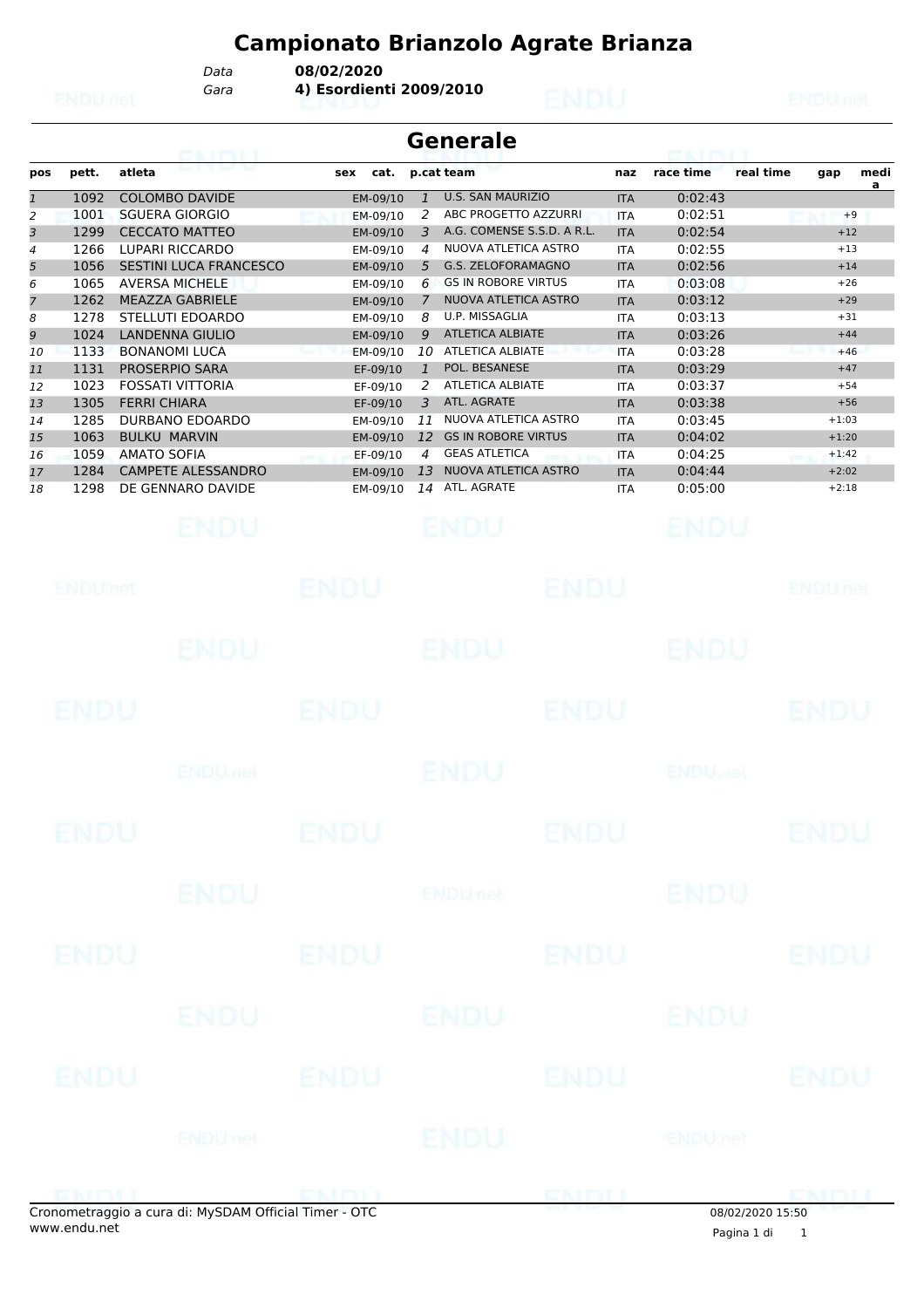# Campionato Brianzolo Agrate Brianza

*Data* **08/02/2020**
*Gara* **4) Esordienti 2009/2010**

## Generale

| pos | pett. | atleta | sex | cat. | p.cat | team | naz | race time | real time | gap | media |
|---|---|---|---|---|---|---|---|---|---|---|---|
| 1 | 1092 | COLOMBO DAVIDE | | EM-09/10 | 1 | U.S. SAN MAURIZIO | ITA | 0:02:43 | | | |
| 2 | 1001 | SGUERA GIORGIO | | EM-09/10 | 2 | ABC PROGETTO AZZURRI | ITA | 0:02:51 | | +9 | |
| 3 | 1299 | CECCATO MATTEO | | EM-09/10 | 3 | A.G. COMENSE S.S.D. A R.L. | ITA | 0:02:54 | | +12 | |
| 4 | 1266 | LUPARI RICCARDO | | EM-09/10 | 4 | NUOVA ATLETICA ASTRO | ITA | 0:02:55 | | +13 | |
| 5 | 1056 | SESTINI LUCA FRANCESCO | | EM-09/10 | 5 | G.S. ZELOFORAMAGNO | ITA | 0:02:56 | | +14 | |
| 6 | 1065 | AVERSA MICHELE | | EM-09/10 | 6 | GS IN ROBORE VIRTUS | ITA | 0:03:08 | | +26 | |
| 7 | 1262 | MEAZZA GABRIELE | | EM-09/10 | 7 | NUOVA ATLETICA ASTRO | ITA | 0:03:12 | | +29 | |
| 8 | 1278 | STELLUTI EDOARDO | | EM-09/10 | 8 | U.P. MISSAGLIA | ITA | 0:03:13 | | +31 | |
| 9 | 1024 | LANDENNA GIULIO | | EM-09/10 | 9 | ATLETICA ALBIATE | ITA | 0:03:26 | | +44 | |
| 10 | 1133 | BONANOMI LUCA | | EM-09/10 | 10 | ATLETICA ALBIATE | ITA | 0:03:28 | | +46 | |
| 11 | 1131 | PROSERPIO SARA | | EF-09/10 | 1 | POL. BESANESE | ITA | 0:03:29 | | +47 | |
| 12 | 1023 | FOSSATI VITTORIA | | EF-09/10 | 2 | ATLETICA ALBIATE | ITA | 0:03:37 | | +54 | |
| 13 | 1305 | FERRI CHIARA | | EF-09/10 | 3 | ATL. AGRATE | ITA | 0:03:38 | | +56 | |
| 14 | 1285 | DURBANO EDOARDO | | EM-09/10 | 11 | NUOVA ATLETICA ASTRO | ITA | 0:03:45 | | +1:03 | |
| 15 | 1063 | BULKU MARVIN | | EM-09/10 | 12 | GS IN ROBORE VIRTUS | ITA | 0:04:02 | | +1:20 | |
| 16 | 1059 | AMATO SOFIA | | EF-09/10 | 4 | GEAS ATLETICA | ITA | 0:04:25 | | +1:42 | |
| 17 | 1284 | CAMPETE ALESSANDRO | | EM-09/10 | 13 | NUOVA ATLETICA ASTRO | ITA | 0:04:44 | | +2:02 | |
| 18 | 1298 | DE GENNARO DAVIDE | | EM-09/10 | 14 | ATL. AGRATE | ITA | 0:05:00 | | +2:18 | |

Cronometraggio a cura di: MySDAM Official Timer - OTC
www.endu.net

08/02/2020 15:50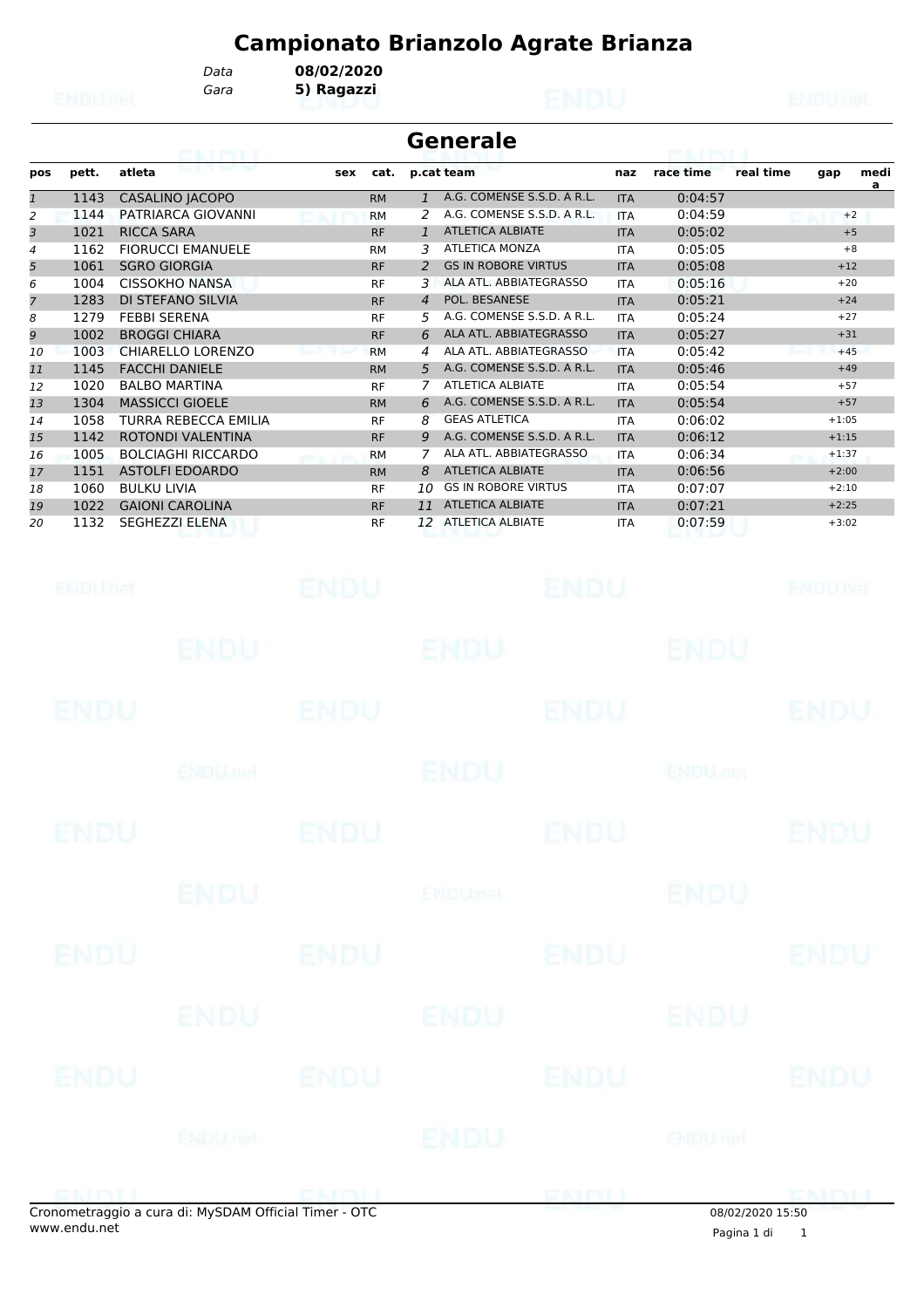# Campionato Brianzolo Agrate Brianza

*Data* **08/02/2020**
*Gara* **5) Ragazzi**

## Generale

| pos | pett. | atleta | sex | cat. | p.cat | team | naz | race time | real time | gap | media |
|---|---|---|---|---|---|---|---|---|---|---|---|
| 1 | 1143 | CASALINO JACOPO | | RM | 1 | A.G. COMENSE S.S.D. A R.L. | ITA | 0:04:57 | | | |
| 2 | 1144 | PATRIARCA GIOVANNI | | RM | 2 | A.G. COMENSE S.S.D. A R.L. | ITA | 0:04:59 | | +2 | |
| 3 | 1021 | RICCA SARA | | RF | 1 | ATLETICA ALBIATE | ITA | 0:05:02 | | +5 | |
| 4 | 1162 | FIORUCCI EMANUELE | | RM | 3 | ATLETICA MONZA | ITA | 0:05:05 | | +8 | |
| 5 | 1061 | SGRO GIORGIA | | RF | 2 | GS IN ROBORE VIRTUS | ITA | 0:05:08 | | +12 | |
| 6 | 1004 | CISSOKHO NANSA | | RF | 3 | ALA ATL. ABBIATEGRASSO | ITA | 0:05:16 | | +20 | |
| 7 | 1283 | DI STEFANO SILVIA | | RF | 4 | POL. BESANESE | ITA | 0:05:21 | | +24 | |
| 8 | 1279 | FEBBI SERENA | | RF | 5 | A.G. COMENSE S.S.D. A R.L. | ITA | 0:05:24 | | +27 | |
| 9 | 1002 | BROGGI CHIARA | | RF | 6 | ALA ATL. ABBIATEGRASSO | ITA | 0:05:27 | | +31 | |
| 10 | 1003 | CHIARELLO LORENZO | | RM | 4 | ALA ATL. ABBIATEGRASSO | ITA | 0:05:42 | | +45 | |
| 11 | 1145 | FACCHI DANIELE | | RM | 5 | A.G. COMENSE S.S.D. A R.L. | ITA | 0:05:46 | | +49 | |
| 12 | 1020 | BALBO MARTINA | | RF | 7 | ATLETICA ALBIATE | ITA | 0:05:54 | | +57 | |
| 13 | 1304 | MASSICCI GIOELE | | RM | 6 | A.G. COMENSE S.S.D. A R.L. | ITA | 0:05:54 | | +57 | |
| 14 | 1058 | TURRA REBECCA EMILIA | | RF | 8 | GEAS ATLETICA | ITA | 0:06:02 | | +1:05 | |
| 15 | 1142 | ROTONDI VALENTINA | | RF | 9 | A.G. COMENSE S.S.D. A R.L. | ITA | 0:06:12 | | +1:15 | |
| 16 | 1005 | BOLCIAGHI RICCARDO | | RM | 7 | ALA ATL. ABBIATEGRASSO | ITA | 0:06:34 | | +1:37 | |
| 17 | 1151 | ASTOLFI EDOARDO | | RM | 8 | ATLETICA ALBIATE | ITA | 0:06:56 | | +2:00 | |
| 18 | 1060 | BULKU LIVIA | | RF | 10 | GS IN ROBORE VIRTUS | ITA | 0:07:07 | | +2:10 | |
| 19 | 1022 | GAIONI CAROLINA | | RF | 11 | ATLETICA ALBIATE | ITA | 0:07:21 | | +2:25 | |
| 20 | 1132 | SEGHEZZI ELENA | | RF | 12 | ATLETICA ALBIATE | ITA | 0:07:59 | | +3:02 | |

Cronometraggio a cura di: MySDAM Official Timer - OTC
www.endu.net

08/02/2020 15:50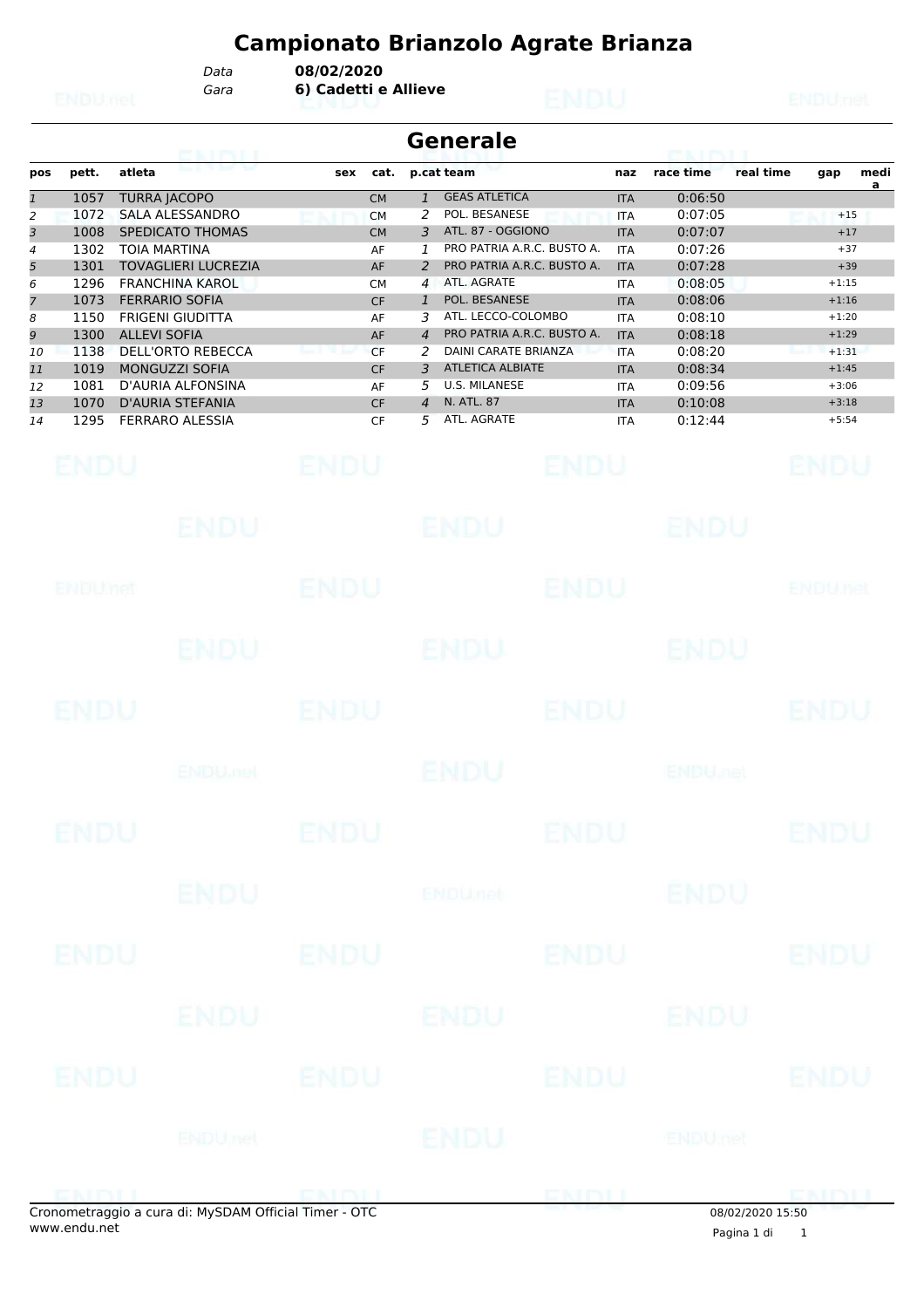# Campionato Brianzolo Agrate Brianza

*Data* **08/02/2020**
*Gara* **6) Cadetti e Allieve**

## Generale

| pos | pett. | atleta | sex | cat. | p.cat | team | naz | race time | real time | gap | media |
|---|---|---|---|---|---|---|---|---|---|---|---|
| 1 | 1057 | TURRA JACOPO | | CM | 1 | GEAS ATLETICA | ITA | 0:06:50 | | | |
| 2 | 1072 | SALA ALESSANDRO | | CM | 2 | POL. BESANESE | ITA | 0:07:05 | | +15 | |
| 3 | 1008 | SPEDICATO THOMAS | | CM | 3 | ATL. 87 - OGGIONO | ITA | 0:07:07 | | +17 | |
| 4 | 1302 | TOIA MARTINA | | AF | 1 | PRO PATRIA A.R.C. BUSTO A. | ITA | 0:07:26 | | +37 | |
| 5 | 1301 | TOVAGLIERI LUCREZIA | | AF | 2 | PRO PATRIA A.R.C. BUSTO A. | ITA | 0:07:28 | | +39 | |
| 6 | 1296 | FRANCHINA KAROL | | CM | 4 | ATL. AGRATE | ITA | 0:08:05 | | +1:15 | |
| 7 | 1073 | FERRARIO SOFIA | | CF | 1 | POL. BESANESE | ITA | 0:08:06 | | +1:16 | |
| 8 | 1150 | FRIGENI GIUDITTA | | AF | 3 | ATL. LECCO-COLOMBO | ITA | 0:08:10 | | +1:20 | |
| 9 | 1300 | ALLEVI SOFIA | | AF | 4 | PRO PATRIA A.R.C. BUSTO A. | ITA | 0:08:18 | | +1:29 | |
| 10 | 1138 | DELL'ORTO REBECCA | | CF | 2 | DAINI CARATE BRIANZA | ITA | 0:08:20 | | +1:31 | |
| 11 | 1019 | MONGUZZI SOFIA | | CF | 3 | ATLETICA ALBIATE | ITA | 0:08:34 | | +1:45 | |
| 12 | 1081 | D'AURIA ALFONSINA | | AF | 5 | U.S. MILANESE | ITA | 0:09:56 | | +3:06 | |
| 13 | 1070 | D'AURIA STEFANIA | | CF | 4 | N. ATL. 87 | ITA | 0:10:08 | | +3:18 | |
| 14 | 1295 | FERRARO ALESSIA | | CF | 5 | ATL. AGRATE | ITA | 0:12:44 | | +5:54 | |

Cronometraggio a cura di: MySDAM Official Timer - OTC
www.endu.net

08/02/2020 15:50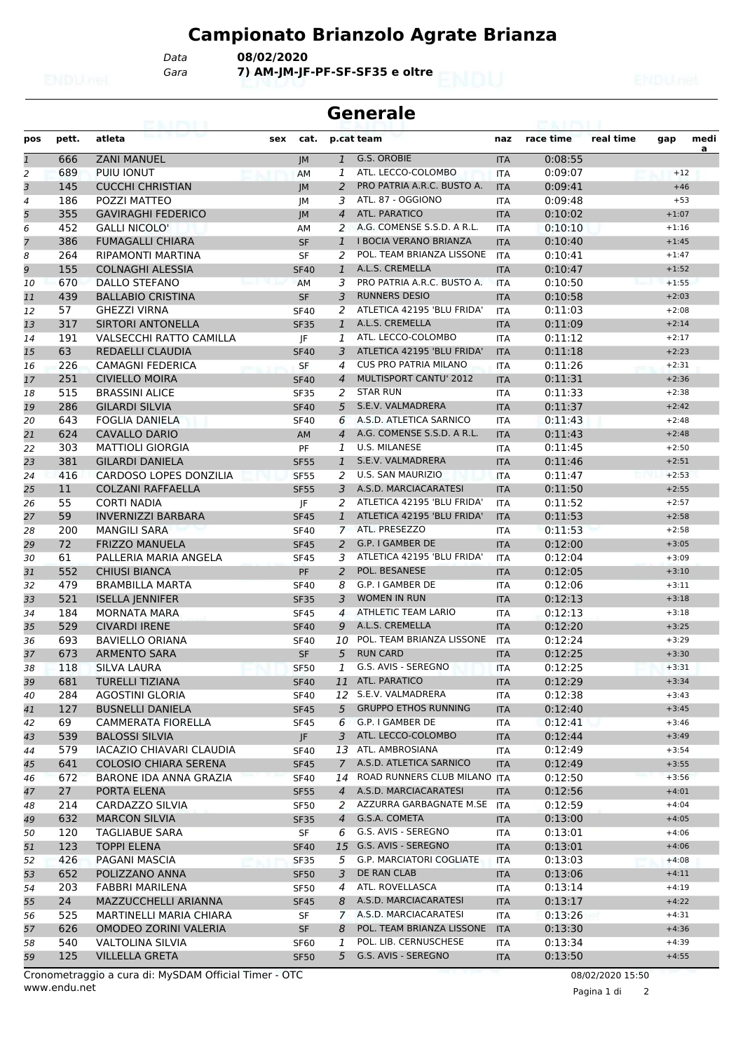# Campionato Brianzolo Agrate Brianza

Data **08/02/2020**

Gara **7) AM-JM-JF-PF-SF-SF35 e oltre**

## Generale

| pos | pett. | atleta | sex | cat. | p.cat | team | naz | race time | real time | gap | media |
|---|---|---|---|---|---|---|---|---|---|---|---|
| 1 | 666 | ZANI MANUEL | | JM | 1 | G.S. OROBIE | ITA | 0:08:55 | | | |
| 2 | 689 | PUIU IONUT | | AM | 1 | ATL. LECCO-COLOMBO | ITA | 0:09:07 | | +12 | |
| 3 | 145 | CUCCHI CHRISTIAN | | JM | 2 | PRO PATRIA A.R.C. BUSTO A. | ITA | 0:09:41 | | +46 | |
| 4 | 186 | POZZI MATTEO | | JM | 3 | ATL. 87 - OGGIONO | ITA | 0:09:48 | | +53 | |
| 5 | 355 | GAVIRAGHI FEDERICO | | JM | 4 | ATL. PARATICO | ITA | 0:10:02 | | +1:07 | |
| 6 | 452 | GALLI NICOLO' | | AM | 2 | A.G. COMENSE S.S.D. A R.L. | ITA | 0:10:10 | | +1:16 | |
| 7 | 386 | FUMAGALLI CHIARA | | SF | 1 | I BOCIA VERANO BRIANZA | ITA | 0:10:40 | | +1:45 | |
| 8 | 264 | RIPAMONTI MARTINA | | SF | 2 | POL. TEAM BRIANZA LISSONE | ITA | 0:10:41 | | +1:47 | |
| 9 | 155 | COLNAGHI ALESSIA | | SF40 | 1 | A.L.S. CREMELLA | ITA | 0:10:47 | | +1:52 | |
| 10 | 670 | DALLO STEFANO | | AM | 3 | PRO PATRIA A.R.C. BUSTO A. | ITA | 0:10:50 | | +1:55 | |
| 11 | 439 | BALLABIO CRISTINA | | SF | 3 | RUNNERS DESIO | ITA | 0:10:58 | | +2:03 | |
| 12 | 57 | GHEZZI VIRNA | | SF40 | 2 | ATLETICA 42195 'BLU FRIDA' | ITA | 0:11:03 | | +2:08 | |
| 13 | 317 | SIRTORI ANTONELLA | | SF35 | 1 | A.L.S. CREMELLA | ITA | 0:11:09 | | +2:14 | |
| 14 | 191 | VALSECCHI RATTO CAMILLA | | JF | 1 | ATL. LECCO-COLOMBO | ITA | 0:11:12 | | +2:17 | |
| 15 | 63 | REDAELLI CLAUDIA | | SF40 | 3 | ATLETICA 42195 'BLU FRIDA' | ITA | 0:11:18 | | +2:23 | |
| 16 | 226 | CAMAGNI FEDERICA | | SF | 4 | CUS PRO PATRIA MILANO | ITA | 0:11:26 | | +2:31 | |
| 17 | 251 | CIVIELLO MOIRA | | SF40 | 4 | MULTISPORT CANTU' 2012 | ITA | 0:11:31 | | +2:36 | |
| 18 | 515 | BRASSINI ALICE | | SF35 | 2 | STAR RUN | ITA | 0:11:33 | | +2:38 | |
| 19 | 286 | GILARDI SILVIA | | SF40 | 5 | S.E.V. VALMADRERA | ITA | 0:11:37 | | +2:42 | |
| 20 | 643 | FOGLIA DANIELA | | SF40 | 6 | A.S.D. ATLETICA SARNICO | ITA | 0:11:43 | | +2:48 | |
| 21 | 624 | CAVALLO DARIO | | AM | 4 | A.G. COMENSE S.S.D. A R.L. | ITA | 0:11:43 | | +2:48 | |
| 22 | 303 | MATTIOLI GIORGIA | | PF | 1 | U.S. MILANESE | ITA | 0:11:45 | | +2:50 | |
| 23 | 381 | GILARDI DANIELA | | SF55 | 1 | S.E.V. VALMADRERA | ITA | 0:11:46 | | +2:51 | |
| 24 | 416 | CARDOSO LOPES DONZILIA | | SF55 | 2 | U.S. SAN MAURIZIO | ITA | 0:11:47 | | +2:53 | |
| 25 | 11 | COLZANI RAFFAELLA | | SF55 | 3 | A.S.D. MARCIACARATESI | ITA | 0:11:50 | | +2:55 | |
| 26 | 55 | CORTI NADIA | | JF | 2 | ATLETICA 42195 'BLU FRIDA' | ITA | 0:11:52 | | +2:57 | |
| 27 | 59 | INVERNIZZI BARBARA | | SF45 | 1 | ATLETICA 42195 'BLU FRIDA' | ITA | 0:11:53 | | +2:58 | |
| 28 | 200 | MANGILI SARA | | SF40 | 7 | ATL. PRESEZZO | ITA | 0:11:53 | | +2:58 | |
| 29 | 72 | FRIZZO MANUELA | | SF45 | 2 | G.P. I GAMBER DE | ITA | 0:12:00 | | +3:05 | |
| 30 | 61 | PALLERIA MARIA ANGELA | | SF45 | 3 | ATLETICA 42195 'BLU FRIDA' | ITA | 0:12:04 | | +3:09 | |
| 31 | 552 | CHIUSI BIANCA | | PF | 2 | POL. BESANESE | ITA | 0:12:05 | | +3:10 | |
| 32 | 479 | BRAMBILLA MARTA | | SF40 | 8 | G.P. I GAMBER DE | ITA | 0:12:06 | | +3:11 | |
| 33 | 521 | ISELLA JENNIFER | | SF35 | 3 | WOMEN IN RUN | ITA | 0:12:13 | | +3:18 | |
| 34 | 184 | MORNATA MARA | | SF45 | 4 | ATHLETIC TEAM LARIO | ITA | 0:12:13 | | +3:18 | |
| 35 | 529 | CIVARDI IRENE | | SF40 | 9 | A.L.S. CREMELLA | ITA | 0:12:20 | | +3:25 | |
| 36 | 693 | BAVIELLO ORIANA | | SF40 | 10 | POL. TEAM BRIANZA LISSONE | ITA | 0:12:24 | | +3:29 | |
| 37 | 673 | ARMENTO SARA | | SF | 5 | RUN CARD | ITA | 0:12:25 | | +3:30 | |
| 38 | 118 | SILVA LAURA | | SF50 | 1 | G.S. AVIS - SEREGNO | ITA | 0:12:25 | | +3:31 | |
| 39 | 681 | TURELLI TIZIANA | | SF40 | 11 | ATL. PARATICO | ITA | 0:12:29 | | +3:34 | |
| 40 | 284 | AGOSTINI GLORIA | | SF40 | 12 | S.E.V. VALMADRERA | ITA | 0:12:38 | | +3:43 | |
| 41 | 127 | BUSNELLI DANIELA | | SF45 | 5 | GRUPPO ETHOS RUNNING | ITA | 0:12:40 | | +3:45 | |
| 42 | 69 | CAMMERATA FIORELLA | | SF45 | 6 | G.P. I GAMBER DE | ITA | 0:12:41 | | +3:46 | |
| 43 | 539 | BALOSSI SILVIA | | JF | 3 | ATL. LECCO-COLOMBO | ITA | 0:12:44 | | +3:49 | |
| 44 | 579 | IACAZIO CHIAVARI CLAUDIA | | SF40 | 13 | ATL. AMBROSIANA | ITA | 0:12:49 | | +3:54 | |
| 45 | 641 | COLOSIO CHIARA SERENA | | SF45 | 7 | A.S.D. ATLETICA SARNICO | ITA | 0:12:49 | | +3:55 | |
| 46 | 672 | BARONE IDA ANNA GRAZIA | | SF40 | 14 | ROAD RUNNERS CLUB MILANO | ITA | 0:12:50 | | +3:56 | |
| 47 | 27 | PORTA ELENA | | SF55 | 4 | A.S.D. MARCIACARATESI | ITA | 0:12:56 | | +4:01 | |
| 48 | 214 | CARDAZZO SILVIA | | SF50 | 2 | AZZURRA GARBAGNATE M.SE | ITA | 0:12:59 | | +4:04 | |
| 49 | 632 | MARCON SILVIA | | SF35 | 4 | G.S.A. COMETA | ITA | 0:13:00 | | +4:05 | |
| 50 | 120 | TAGLIABUE SARA | | SF | 6 | G.S. AVIS - SEREGNO | ITA | 0:13:01 | | +4:06 | |
| 51 | 123 | TOPPI ELENA | | SF40 | 15 | G.S. AVIS - SEREGNO | ITA | 0:13:01 | | +4:06 | |
| 52 | 426 | PAGANI MASCIA | | SF35 | 5 | G.P. MARCIATORI COGLIATE | ITA | 0:13:03 | | +4:08 | |
| 53 | 652 | POLIZZANO ANNA | | SF50 | 3 | DE RAN CLAB | ITA | 0:13:06 | | +4:11 | |
| 54 | 203 | FABBRI MARILENA | | SF50 | 4 | ATL. ROVELLASCA | ITA | 0:13:14 | | +4:19 | |
| 55 | 24 | MAZZUCCHELLI ARIANNA | | SF45 | 8 | A.S.D. MARCIACARATESI | ITA | 0:13:17 | | +4:22 | |
| 56 | 525 | MARTINELLI MARIA CHIARA | | SF | 7 | A.S.D. MARCIACARATESI | ITA | 0:13:26 | | +4:31 | |
| 57 | 626 | OMODEO ZORINI VALERIA | | SF | 8 | POL. TEAM BRIANZA LISSONE | ITA | 0:13:30 | | +4:36 | |
| 58 | 540 | VALTOLINA SILVIA | | SF60 | 1 | POL. LIB. CERNUSCHESE | ITA | 0:13:34 | | +4:39 | |
| 59 | 125 | VILLELLA GRETA | | SF50 | 5 | G.S. AVIS - SEREGNO | ITA | 0:13:50 | | +4:55 | |

Cronometraggio a cura di: MySDAM Official Timer - OTC

www.endu.net

08/02/2020 15:50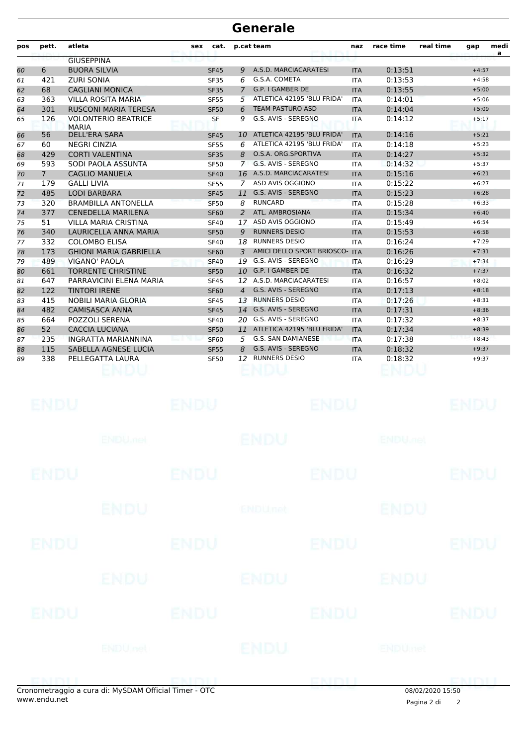# Generale

| pos | pett. | atleta | sex | cat. | p.cat | team | naz | race time | real time | gap | media |
|---|---|---|---|---|---|---|---|---|---|---|---|
| | | GIUSEPPINA | | | | | | | | | |
| 60 | 6 | BUORA SILVIA | | SF45 | 9 | A.S.D. MARCIACARATESI | ITA | 0:13:51 | | +4:57 | |
| 61 | 421 | ZURI SONIA | | SF35 | 6 | G.S.A. COMETA | ITA | 0:13:53 | | +4:58 | |
| 62 | 68 | CAGLIANI MONICA | | SF35 | 7 | G.P. I GAMBER DE | ITA | 0:13:55 | | +5:00 | |
| 63 | 363 | VILLA ROSITA MARIA | | SF55 | 5 | ATLETICA 42195 'BLU FRIDA' | ITA | 0:14:01 | | +5:06 | |
| 64 | 301 | RUSCONI MARIA TERESA | | SF50 | 6 | TEAM PASTURO ASD | ITA | 0:14:04 | | +5:09 | |
| 65 | 126 | VOLONTERIO BEATRICE MARIA | | SF | 9 | G.S. AVIS - SEREGNO | ITA | 0:14:12 | | +5:17 | |
| 66 | 56 | DELL'ERA SARA | | SF45 | 10 | ATLETICA 42195 'BLU FRIDA' | ITA | 0:14:16 | | +5:21 | |
| 67 | 60 | NEGRI CINZIA | | SF55 | 6 | ATLETICA 42195 'BLU FRIDA' | ITA | 0:14:18 | | +5:23 | |
| 68 | 429 | CORTI VALENTINA | | SF35 | 8 | O.S.A. ORG.SPORTIVA | ITA | 0:14:27 | | +5:32 | |
| 69 | 593 | SODI PAOLA ASSUNTA | | SF50 | 7 | G.S. AVIS - SEREGNO | ITA | 0:14:32 | | +5:37 | |
| 70 | 7 | CAGLIO MANUELA | | SF40 | 16 | A.S.D. MARCIACARATESI | ITA | 0:15:16 | | +6:21 | |
| 71 | 179 | GALLI LIVIA | | SF55 | 7 | ASD AVIS OGGIONO | ITA | 0:15:22 | | +6:27 | |
| 72 | 485 | LODI BARBARA | | SF45 | 11 | G.S. AVIS - SEREGNO | ITA | 0:15:23 | | +6:28 | |
| 73 | 320 | BRAMBILLA ANTONELLA | | SF50 | 8 | RUNCARD | ITA | 0:15:28 | | +6:33 | |
| 74 | 377 | CENEDELLA MARILENA | | SF60 | 2 | ATL. AMBROSIANA | ITA | 0:15:34 | | +6:40 | |
| 75 | 51 | VILLA MARIA CRISTINA | | SF40 | 17 | ASD AVIS OGGIONO | ITA | 0:15:49 | | +6:54 | |
| 76 | 340 | LAURICELLA ANNA MARIA | | SF50 | 9 | RUNNERS DESIO | ITA | 0:15:53 | | +6:58 | |
| 77 | 332 | COLOMBO ELISA | | SF40 | 18 | RUNNERS DESIO | ITA | 0:16:24 | | +7:29 | |
| 78 | 173 | GHIONI MARIA GABRIELLA | | SF60 | 3 | AMICI DELLO SPORT BRIOSCO- | ITA | 0:16:26 | | +7:31 | |
| 79 | 489 | VIGANO' PAOLA | | SF40 | 19 | G.S. AVIS - SEREGNO | ITA | 0:16:29 | | +7:34 | |
| 80 | 661 | TORRENTE CHRISTINE | | SF50 | 10 | G.P. I GAMBER DE | ITA | 0:16:32 | | +7:37 | |
| 81 | 647 | PARRAVICINI ELENA MARIA | | SF45 | 12 | A.S.D. MARCIACARATESI | ITA | 0:16:57 | | +8:02 | |
| 82 | 122 | TINTORI IRENE | | SF60 | 4 | G.S. AVIS - SEREGNO | ITA | 0:17:13 | | +8:18 | |
| 83 | 415 | NOBILI MARIA GLORIA | | SF45 | 13 | RUNNERS DESIO | ITA | 0:17:26 | | +8:31 | |
| 84 | 482 | CAMISASCA ANNA | | SF45 | 14 | G.S. AVIS - SEREGNO | ITA | 0:17:31 | | +8:36 | |
| 85 | 664 | POZZOLI SERENA | | SF40 | 20 | G.S. AVIS - SEREGNO | ITA | 0:17:32 | | +8:37 | |
| 86 | 52 | CACCIA LUCIANA | | SF50 | 11 | ATLETICA 42195 'BLU FRIDA' | ITA | 0:17:34 | | +8:39 | |
| 87 | 235 | INGRATTA MARIANNINA | | SF60 | 5 | G.S. SAN DAMIANESE | ITA | 0:17:38 | | +8:43 | |
| 88 | 115 | SABELLA AGNESE LUCIA | | SF55 | 8 | G.S. AVIS - SEREGNO | ITA | 0:18:32 | | +9:37 | |
| 89 | 338 | PELLEGATTA LAURA | | SF50 | 12 | RUNNERS DESIO | ITA | 0:18:32 | | +9:37 | |

Cronometraggio a cura di: MySDAM Official Timer - OTC
www.endu.net

08/02/2020 15:50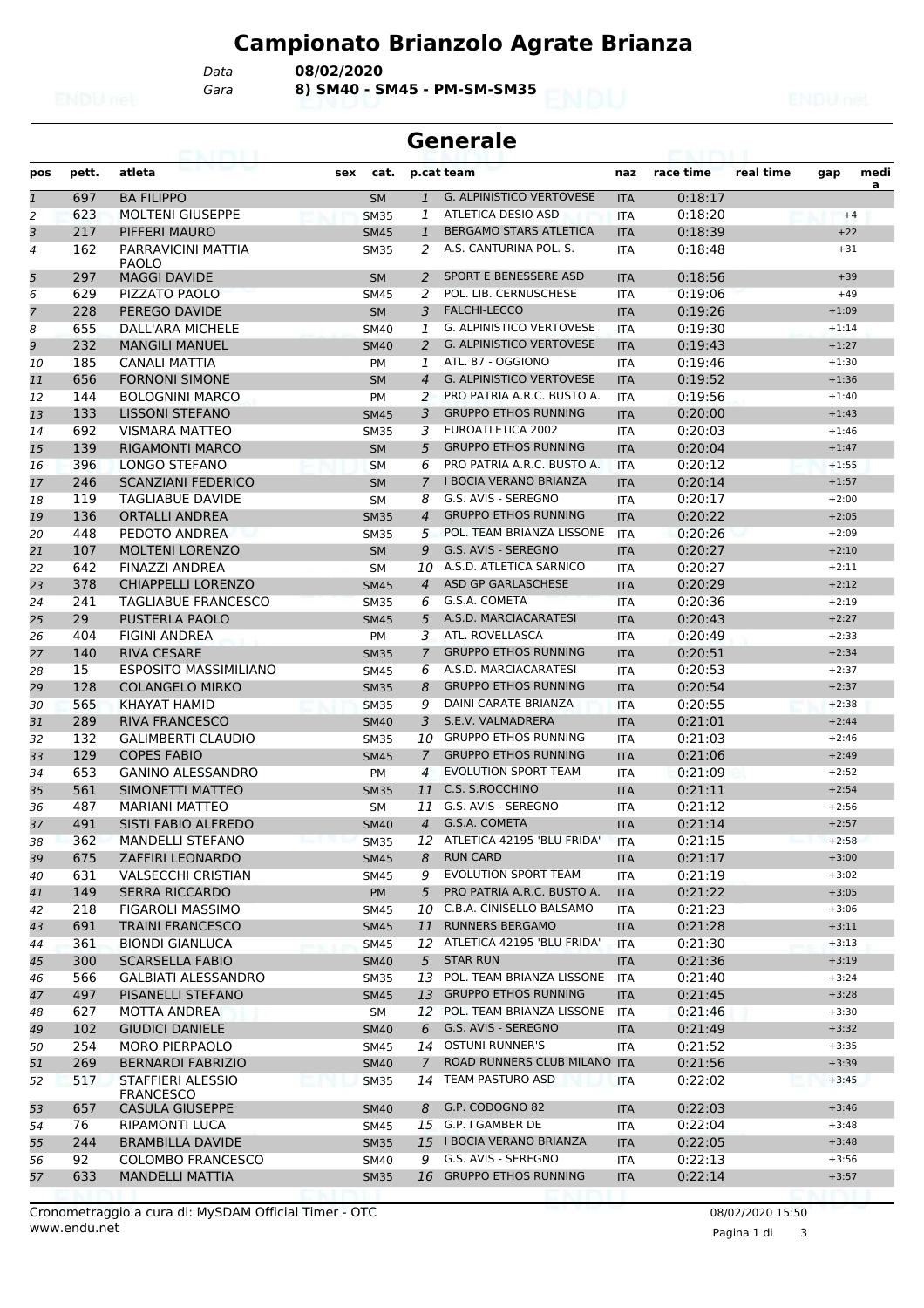# Campionato Brianzolo Agrate Brianza

Data **08/02/2020**

Gara **8) SM40 - SM45 - PM-SM-SM35**

## Generale

| pos | pett. | atleta | sex | cat. | p.cat | team | naz | race time | real time | gap | media |
|---|---|---|---|---|---|---|---|---|---|---|---|
| 1 | 697 | BA FILIPPO | | SM | 1 | G. ALPINISTICO VERTOVESE | ITA | 0:18:17 | | | |
| 2 | 623 | MOLTENI GIUSEPPE | | SM35 | 1 | ATLETICA DESIO ASD | ITA | 0:18:20 | | +4 | |
| 3 | 217 | PIFFERI MAURO | | SM45 | 1 | BERGAMO STARS ATLETICA | ITA | 0:18:39 | | +22 | |
| 4 | 162 | PARRAVICINI MATTIA PAOLO | | SM35 | 2 | A.S. CANTURINA POL. S. | ITA | 0:18:48 | | +31 | |
| 5 | 297 | MAGGI DAVIDE | | SM | 2 | SPORT E BENESSERE ASD | ITA | 0:18:56 | | +39 | |
| 6 | 629 | PIZZATO PAOLO | | SM45 | 2 | POL. LIB. CERNUSCHESE | ITA | 0:19:06 | | +49 | |
| 7 | 228 | PEREGO DAVIDE | | SM | 3 | FALCHI-LECCO | ITA | 0:19:26 | | +1:09 | |
| 8 | 655 | DALL'ARA MICHELE | | SM40 | 1 | G. ALPINISTICO VERTOVESE | ITA | 0:19:30 | | +1:14 | |
| 9 | 232 | MANGILI MANUEL | | SM40 | 2 | G. ALPINISTICO VERTOVESE | ITA | 0:19:43 | | +1:27 | |
| 10 | 185 | CANALI MATTIA | | PM | 1 | ATL. 87 - OGGIONO | ITA | 0:19:46 | | +1:30 | |
| 11 | 656 | FORNONI SIMONE | | SM | 4 | G. ALPINISTICO VERTOVESE | ITA | 0:19:52 | | +1:36 | |
| 12 | 144 | BOLOGNINI MARCO | | PM | 2 | PRO PATRIA A.R.C. BUSTO A. | ITA | 0:19:56 | | +1:40 | |
| 13 | 133 | LISSONI STEFANO | | SM45 | 3 | GRUPPO ETHOS RUNNING | ITA | 0:20:00 | | +1:43 | |
| 14 | 692 | VISMARA MATTEO | | SM35 | 3 | EUROATLETICA 2002 | ITA | 0:20:03 | | +1:46 | |
| 15 | 139 | RIGAMONTI MARCO | | SM | 5 | GRUPPO ETHOS RUNNING | ITA | 0:20:04 | | +1:47 | |
| 16 | 396 | LONGO STEFANO | | SM | 6 | PRO PATRIA A.R.C. BUSTO A. | ITA | 0:20:12 | | +1:55 | |
| 17 | 246 | SCANZIANI FEDERICO | | SM | 7 | I BOCIA VERANO BRIANZA | ITA | 0:20:14 | | +1:57 | |
| 18 | 119 | TAGLIABUE DAVIDE | | SM | 8 | G.S. AVIS - SEREGNO | ITA | 0:20:17 | | +2:00 | |
| 19 | 136 | ORTALLI ANDREA | | SM35 | 4 | GRUPPO ETHOS RUNNING | ITA | 0:20:22 | | +2:05 | |
| 20 | 448 | PEDOTO ANDREA | | SM35 | 5 | POL. TEAM BRIANZA LISSONE | ITA | 0:20:26 | | +2:09 | |
| 21 | 107 | MOLTENI LORENZO | | SM | 9 | G.S. AVIS - SEREGNO | ITA | 0:20:27 | | +2:10 | |
| 22 | 642 | FINAZZI ANDREA | | SM | 10 | A.S.D. ATLETICA SARNICO | ITA | 0:20:27 | | +2:11 | |
| 23 | 378 | CHIAPPELLI LORENZO | | SM45 | 4 | ASD GP GARLASCHESE | ITA | 0:20:29 | | +2:12 | |
| 24 | 241 | TAGLIABUE FRANCESCO | | SM35 | 6 | G.S.A. COMETA | ITA | 0:20:36 | | +2:19 | |
| 25 | 29 | PUSTERLA PAOLO | | SM45 | 5 | A.S.D. MARCIACARATESI | ITA | 0:20:43 | | +2:27 | |
| 26 | 404 | FIGINI ANDREA | | PM | 3 | ATL. ROVELLASCA | ITA | 0:20:49 | | +2:33 | |
| 27 | 140 | RIVA CESARE | | SM35 | 7 | GRUPPO ETHOS RUNNING | ITA | 0:20:51 | | +2:34 | |
| 28 | 15 | ESPOSITO MASSIMILIANO | | SM45 | 6 | A.S.D. MARCIACARATESI | ITA | 0:20:53 | | +2:37 | |
| 29 | 128 | COLANGELO MIRKO | | SM35 | 8 | GRUPPO ETHOS RUNNING | ITA | 0:20:54 | | +2:37 | |
| 30 | 565 | KHAYAT HAMID | | SM35 | 9 | DAINI CARATE BRIANZA | ITA | 0:20:55 | | +2:38 | |
| 31 | 289 | RIVA FRANCESCO | | SM40 | 3 | S.E.V. VALMADRERA | ITA | 0:21:01 | | +2:44 | |
| 32 | 132 | GALIMBERTI CLAUDIO | | SM35 | 10 | GRUPPO ETHOS RUNNING | ITA | 0:21:03 | | +2:46 | |
| 33 | 129 | COPES FABIO | | SM45 | 7 | GRUPPO ETHOS RUNNING | ITA | 0:21:06 | | +2:49 | |
| 34 | 653 | GANINO ALESSANDRO | | PM | 4 | EVOLUTION SPORT TEAM | ITA | 0:21:09 | | +2:52 | |
| 35 | 561 | SIMONETTI MATTEO | | SM35 | 11 | C.S. S.ROCCHINO | ITA | 0:21:11 | | +2:54 | |
| 36 | 487 | MARIANI MATTEO | | SM | 11 | G.S. AVIS - SEREGNO | ITA | 0:21:12 | | +2:56 | |
| 37 | 491 | SISTI FABIO ALFREDO | | SM40 | 4 | G.S.A. COMETA | ITA | 0:21:14 | | +2:57 | |
| 38 | 362 | MANDELLI STEFANO | | SM35 | 12 | ATLETICA 42195 'BLU FRIDA' | ITA | 0:21:15 | | +2:58 | |
| 39 | 675 | ZAFFIRI LEONARDO | | SM45 | 8 | RUN CARD | ITA | 0:21:17 | | +3:00 | |
| 40 | 631 | VALSECCHI CRISTIAN | | SM45 | 9 | EVOLUTION SPORT TEAM | ITA | 0:21:19 | | +3:02 | |
| 41 | 149 | SERRA RICCARDO | | PM | 5 | PRO PATRIA A.R.C. BUSTO A. | ITA | 0:21:22 | | +3:05 | |
| 42 | 218 | FIGAROLI MASSIMO | | SM45 | 10 | C.B.A. CINISELLO BALSAMO | ITA | 0:21:23 | | +3:06 | |
| 43 | 691 | TRAINI FRANCESCO | | SM45 | 11 | RUNNERS BERGAMO | ITA | 0:21:28 | | +3:11 | |
| 44 | 361 | BIONDI GIANLUCA | | SM45 | 12 | ATLETICA 42195 'BLU FRIDA' | ITA | 0:21:30 | | +3:13 | |
| 45 | 300 | SCARSELLA FABIO | | SM40 | 5 | STAR RUN | ITA | 0:21:36 | | +3:19 | |
| 46 | 566 | GALBIATI ALESSANDRO | | SM35 | 13 | POL. TEAM BRIANZA LISSONE | ITA | 0:21:40 | | +3:24 | |
| 47 | 497 | PISANELLI STEFANO | | SM45 | 13 | GRUPPO ETHOS RUNNING | ITA | 0:21:45 | | +3:28 | |
| 48 | 627 | MOTTA ANDREA | | SM | 12 | POL. TEAM BRIANZA LISSONE | ITA | 0:21:46 | | +3:30 | |
| 49 | 102 | GIUDICI DANIELE | | SM40 | 6 | G.S. AVIS - SEREGNO | ITA | 0:21:49 | | +3:32 | |
| 50 | 254 | MORO PIERPAOLO | | SM45 | 14 | OSTUNI RUNNER'S | ITA | 0:21:52 | | +3:35 | |
| 51 | 269 | BERNARDI FABRIZIO | | SM40 | 7 | ROAD RUNNERS CLUB MILANO | ITA | 0:21:56 | | +3:39 | |
| 52 | 517 | STAFFIERI ALESSIO FRANCESCO | | SM35 | 14 | TEAM PASTURO ASD | ITA | 0:22:02 | | +3:45 | |
| 53 | 657 | CASULA GIUSEPPE | | SM40 | 8 | G.P. CODOGNO 82 | ITA | 0:22:03 | | +3:46 | |
| 54 | 76 | RIPAMONTI LUCA | | SM45 | 15 | G.P. I GAMBER DE | ITA | 0:22:04 | | +3:48 | |
| 55 | 244 | BRAMBILLA DAVIDE | | SM35 | 15 | I BOCIA VERANO BRIANZA | ITA | 0:22:05 | | +3:48 | |
| 56 | 92 | COLOMBO FRANCESCO | | SM40 | 9 | G.S. AVIS - SEREGNO | ITA | 0:22:13 | | +3:56 | |
| 57 | 633 | MANDELLI MATTIA | | SM35 | 16 | GRUPPO ETHOS RUNNING | ITA | 0:22:14 | | +3:57 | |

Cronometraggio a cura di: MySDAM Official Timer - OTC
www.endu.net

08/02/2020 15:50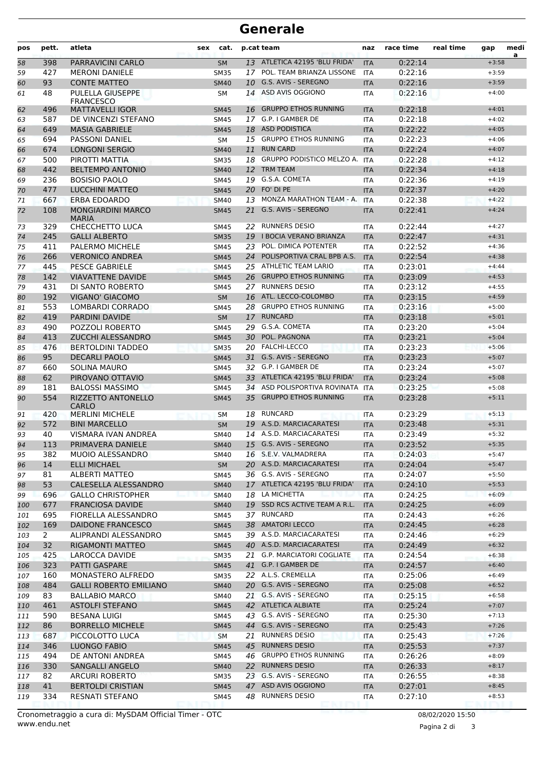# Generale

| pos | pett. | atleta | sex | cat. | p.cat | team | naz | race time | real time | gap | media |
|---|---|---|---|---|---|---|---|---|---|---|---|
| 58 | 398 | PARRAVICINI CARLO | | SM | 13 | ATLETICA 42195 'BLU FRIDA' | ITA | 0:22:14 | | +3:58 | |
| 59 | 427 | MERONI DANIELE | | SM35 | 17 | POL. TEAM BRIANZA LISSONE | ITA | 0:22:16 | | +3:59 | |
| 60 | 93 | CONTE MATTEO | | SM40 | 10 | G.S. AVIS - SEREGNO | ITA | 0:22:16 | | +3:59 | |
| 61 | 48 | PULELLA GIUSEPPE FRANCESCO | | SM | 14 | ASD AVIS OGGIONO | ITA | 0:22:16 | | +4:00 | |
| 62 | 496 | MATTAVELLI IGOR | | SM45 | 16 | GRUPPO ETHOS RUNNING | ITA | 0:22:18 | | +4:01 | |
| 63 | 587 | DE VINCENZI STEFANO | | SM45 | 17 | G.P. I GAMBER DE | ITA | 0:22:18 | | +4:02 | |
| 64 | 649 | MASIA GABRIELE | | SM45 | 18 | ASD PODISTICA | ITA | 0:22:22 | | +4:05 | |
| 65 | 694 | PASSONI DANIEL | | SM | 15 | GRUPPO ETHOS RUNNING | ITA | 0:22:23 | | +4:06 | |
| 66 | 674 | LONGONI SERGIO | | SM40 | 11 | RUN CARD | ITA | 0:22:24 | | +4:07 | |
| 67 | 500 | PIROTTI MATTIA | | SM35 | 18 | GRUPPO PODISTICO MELZO A. | ITA | 0:22:28 | | +4:12 | |
| 68 | 442 | BELTEMPO ANTONIO | | SM40 | 12 | TRM TEAM | ITA | 0:22:34 | | +4:18 | |
| 69 | 236 | BOSISIO PAOLO | | SM45 | 19 | G.S.A. COMETA | ITA | 0:22:36 | | +4:19 | |
| 70 | 477 | LUCCHINI MATTEO | | SM45 | 20 | FO' DI PE | ITA | 0:22:37 | | +4:20 | |
| 71 | 667 | ERBA EDOARDO | | SM40 | 13 | MONZA MARATHON TEAM - A. | ITA | 0:22:38 | | +4:22 | |
| 72 | 108 | MONGIARDINI MARCO MARIA | | SM45 | 21 | G.S. AVIS - SEREGNO | ITA | 0:22:41 | | +4:24 | |
| 73 | 329 | CHECCHETTO LUCA | | SM45 | 22 | RUNNERS DESIO | ITA | 0:22:44 | | +4:27 | |
| 74 | 245 | GALLI ALBERTO | | SM35 | 19 | I BOCIA VERANO BRIANZA | ITA | 0:22:47 | | +4:31 | |
| 75 | 411 | PALERMO MICHELE | | SM45 | 23 | POL. DIMICA POTENTER | ITA | 0:22:52 | | +4:36 | |
| 76 | 266 | VERONICO ANDREA | | SM45 | 24 | POLISPORTIVA CRAL BPB A.S. | ITA | 0:22:54 | | +4:38 | |
| 77 | 445 | PESCE GABRIELE | | SM45 | 25 | ATHLETIC TEAM LARIO | ITA | 0:23:01 | | +4:44 | |
| 78 | 142 | VIAVATTENE DAVIDE | | SM45 | 26 | GRUPPO ETHOS RUNNING | ITA | 0:23:09 | | +4:53 | |
| 79 | 431 | DI SANTO ROBERTO | | SM45 | 27 | RUNNERS DESIO | ITA | 0:23:12 | | +4:55 | |
| 80 | 192 | VIGANO' GIACOMO | | SM | 16 | ATL. LECCO-COLOMBO | ITA | 0:23:15 | | +4:59 | |
| 81 | 553 | LOMBARDI CORRADO | | SM45 | 28 | GRUPPO ETHOS RUNNING | ITA | 0:23:16 | | +5:00 | |
| 82 | 419 | PARDINI DAVIDE | | SM | 17 | RUNCARD | ITA | 0:23:18 | | +5:01 | |
| 83 | 490 | POZZOLI ROBERTO | | SM45 | 29 | G.S.A. COMETA | ITA | 0:23:20 | | +5:04 | |
| 84 | 413 | ZUCCHI ALESSANDRO | | SM45 | 30 | POL. PAGNONA | ITA | 0:23:21 | | +5:04 | |
| 85 | 476 | BERTOLDINI TADDEO | | SM35 | 20 | FALCHI-LECCO | ITA | 0:23:23 | | +5:06 | |
| 86 | 95 | DECARLI PAOLO | | SM45 | 31 | G.S. AVIS - SEREGNO | ITA | 0:23:23 | | +5:07 | |
| 87 | 660 | SOLINA MAURO | | SM45 | 32 | G.P. I GAMBER DE | ITA | 0:23:24 | | +5:07 | |
| 88 | 62 | PIROVANO OTTAVIO | | SM45 | 33 | ATLETICA 42195 'BLU FRIDA' | ITA | 0:23:24 | | +5:08 | |
| 89 | 181 | BALOSSI MASSIMO | | SM45 | 34 | ASD POLISPORTIVA ROVINATA | ITA | 0:23:25 | | +5:08 | |
| 90 | 554 | RIZZETTO ANTONELLO CARLO | | SM45 | 35 | GRUPPO ETHOS RUNNING | ITA | 0:23:28 | | +5:11 | |
| 91 | 420 | MERLINI MICHELE | | SM | 18 | RUNCARD | ITA | 0:23:29 | | +5:13 | |
| 92 | 572 | BINI MARCELLO | | SM | 19 | A.S.D. MARCIACARATESI | ITA | 0:23:48 | | +5:31 | |
| 93 | 40 | VISMARA IVAN ANDREA | | SM40 | 14 | A.S.D. MARCIACARATESI | ITA | 0:23:49 | | +5:32 | |
| 94 | 113 | PRIMAVERA DANIELE | | SM40 | 15 | G.S. AVIS - SEREGNO | ITA | 0:23:52 | | +5:35 | |
| 95 | 382 | MUOIO ALESSANDRO | | SM40 | 16 | S.E.V. VALMADRERA | ITA | 0:24:03 | | +5:47 | |
| 96 | 14 | ELLI MICHAEL | | SM | 20 | A.S.D. MARCIACARATESI | ITA | 0:24:04 | | +5:47 | |
| 97 | 81 | ALBERTI MATTEO | | SM45 | 36 | G.S. AVIS - SEREGNO | ITA | 0:24:07 | | +5:50 | |
| 98 | 53 | CALESELLA ALESSANDRO | | SM40 | 17 | ATLETICA 42195 'BLU FRIDA' | ITA | 0:24:10 | | +5:53 | |
| 99 | 696 | GALLO CHRISTOPHER | | SM40 | 18 | LA MICHETTA | ITA | 0:24:25 | | +6:09 | |
| 100 | 677 | FRANCIOSA DAVIDE | | SM40 | 19 | SSD RCS ACTIVE TEAM A R.L. | ITA | 0:24:25 | | +6:09 | |
| 101 | 695 | FIORELLA ALESSANDRO | | SM45 | 37 | RUNCARD | ITA | 0:24:43 | | +6:26 | |
| 102 | 169 | DAIDONE FRANCESCO | | SM45 | 38 | AMATORI LECCO | ITA | 0:24:45 | | +6:28 | |
| 103 | 2 | ALIPRANDI ALESSANDRO | | SM45 | 39 | A.S.D. MARCIACARATESI | ITA | 0:24:46 | | +6:29 | |
| 104 | 32 | RIGAMONTI MATTEO | | SM45 | 40 | A.S.D. MARCIACARATESI | ITA | 0:24:49 | | +6:32 | |
| 105 | 425 | LAROCCA DAVIDE | | SM35 | 21 | G.P. MARCIATORI COGLIATE | ITA | 0:24:54 | | +6:38 | |
| 106 | 323 | PATTI GASPARE | | SM45 | 41 | G.P. I GAMBER DE | ITA | 0:24:57 | | +6:40 | |
| 107 | 160 | MONASTERO ALFREDO | | SM35 | 22 | A.L.S. CREMELLA | ITA | 0:25:06 | | +6:49 | |
| 108 | 484 | GALLI ROBERTO EMILIANO | | SM40 | 20 | G.S. AVIS - SEREGNO | ITA | 0:25:08 | | +6:52 | |
| 109 | 83 | BALLABIO MARCO | | SM40 | 21 | G.S. AVIS - SEREGNO | ITA | 0:25:15 | | +6:58 | |
| 110 | 461 | ASTOLFI STEFANO | | SM45 | 42 | ATLETICA ALBIATE | ITA | 0:25:24 | | +7:07 | |
| 111 | 590 | BESANA LUIGI | | SM45 | 43 | G.S. AVIS - SEREGNO | ITA | 0:25:30 | | +7:13 | |
| 112 | 86 | BORRELLO MICHELE | | SM45 | 44 | G.S. AVIS - SEREGNO | ITA | 0:25:43 | | +7:26 | |
| 113 | 687 | PICCOLOTTO LUCA | | SM | 21 | RUNNERS DESIO | ITA | 0:25:43 | | +7:26 | |
| 114 | 346 | LUONGO FABIO | | SM45 | 45 | RUNNERS DESIO | ITA | 0:25:53 | | +7:37 | |
| 115 | 494 | DE ANTONI ANDREA | | SM45 | 46 | GRUPPO ETHOS RUNNING | ITA | 0:26:26 | | +8:09 | |
| 116 | 330 | SANGALLI ANGELO | | SM40 | 22 | RUNNERS DESIO | ITA | 0:26:33 | | +8:17 | |
| 117 | 82 | ARCURI ROBERTO | | SM35 | 23 | G.S. AVIS - SEREGNO | ITA | 0:26:55 | | +8:38 | |
| 118 | 41 | BERTOLDI CRISTIAN | | SM45 | 47 | ASD AVIS OGGIONO | ITA | 0:27:01 | | +8:45 | |
| 119 | 334 | RESNATI STEFANO | | SM45 | 48 | RUNNERS DESIO | ITA | 0:27:10 | | +8:53 | |

Cronometraggio a cura di: MySDAM Official Timer - OTC
www.endu.net

08/02/2020 15:50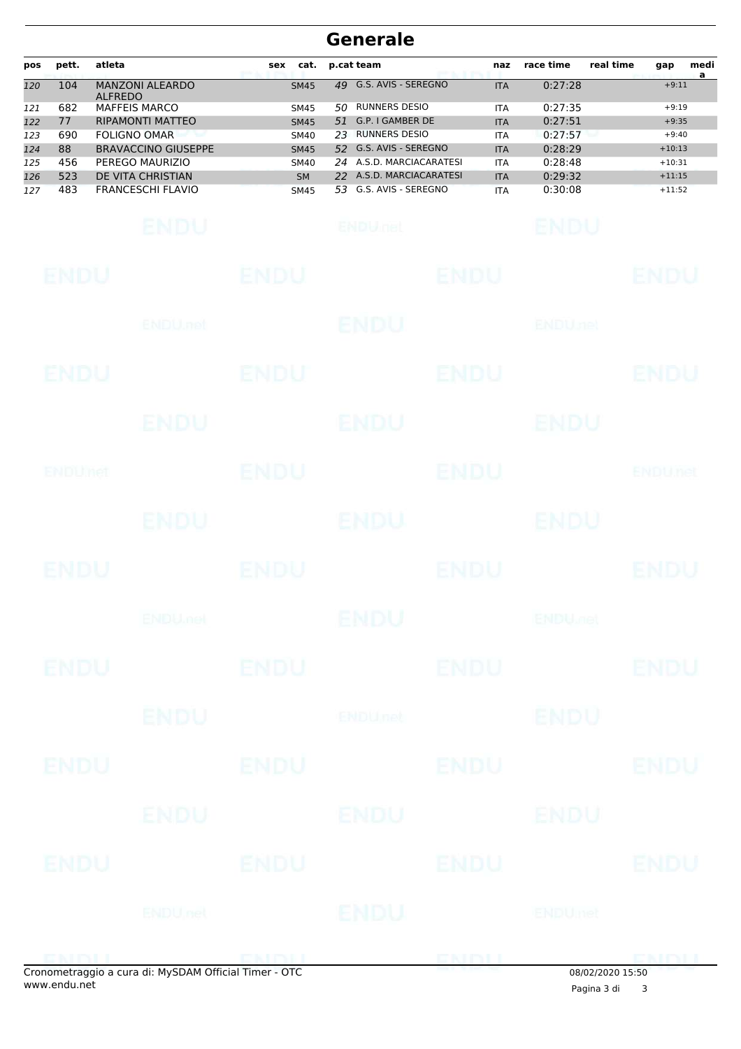# Generale

| pos | pett. | atleta | sex | cat. | p.cat | team | naz | race time | real time | gap | media |
|---|---|---|---|---|---|---|---|---|---|---|---|
| 120 | 104 | MANZONI ALEARDO ALFREDO | | SM45 | 49 | G.S. AVIS - SEREGNO | ITA | 0:27:28 | | +9:11 | |
| 121 | 682 | MAFFEIS MARCO | | SM45 | 50 | RUNNERS DESIO | ITA | 0:27:35 | | +9:19 | |
| 122 | 77 | RIPAMONTI MATTEO | | SM45 | 51 | G.P. I GAMBER DE | ITA | 0:27:51 | | +9:35 | |
| 123 | 690 | FOLIGNO OMAR | | SM40 | 23 | RUNNERS DESIO | ITA | 0:27:57 | | +9:40 | |
| 124 | 88 | BRAVACCINO GIUSEPPE | | SM45 | 52 | G.S. AVIS - SEREGNO | ITA | 0:28:29 | | +10:13 | |
| 125 | 456 | PEREGO MAURIZIO | | SM40 | 24 | A.S.D. MARCIACARATESI | ITA | 0:28:48 | | +10:31 | |
| 126 | 523 | DE VITA CHRISTIAN | | SM | 22 | A.S.D. MARCIACARATESI | ITA | 0:29:32 | | +11:15 | |
| 127 | 483 | FRANCESCHI FLAVIO | | SM45 | 53 | G.S. AVIS - SEREGNO | ITA | 0:30:08 | | +11:52 | |

Cronometraggio a cura di: MySDAM Official Timer - OTC
www.endu.net

08/02/2020 15:50